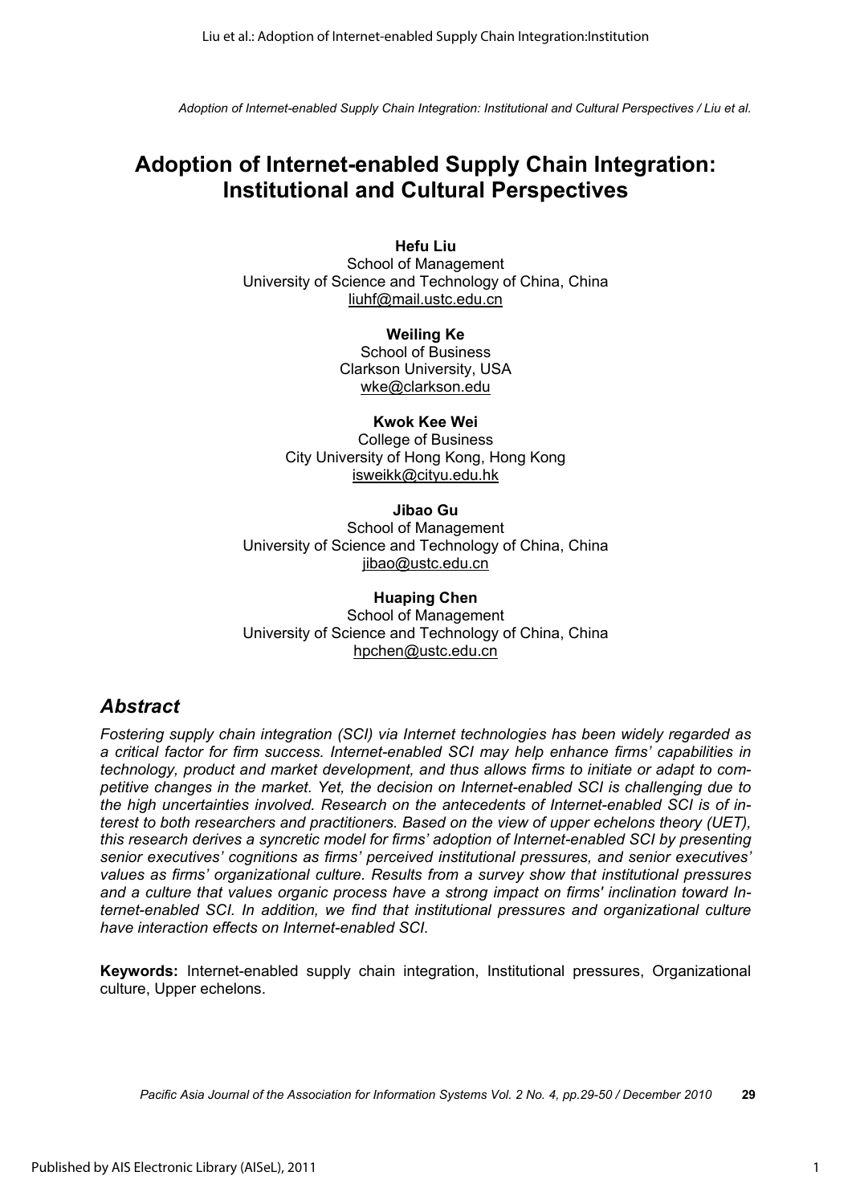# Adoption of Internet-enabled Supply Chain Integration: Institutional and Cultural Perspectives

**Hefu Liu**
School of Management
University of Science and Technology of China, China
liuhf@mail.ustc.edu.cn

**Weiling Ke**
School of Business
Clarkson University, USA
wke@clarkson.edu

**Kwok Kee Wei**
College of Business
City University of Hong Kong, Hong Kong
isweikk@cityu.edu.hk

**Jibao Gu**
School of Management
University of Science and Technology of China, China
jibao@ustc.edu.cn

**Huaping Chen**
School of Management
University of Science and Technology of China, China
hpchen@ustc.edu.cn

## *Abstract*

*Fostering supply chain integration (SCI) via Internet technologies has been widely regarded as a critical factor for firm success. Internet-enabled SCI may help enhance firms' capabilities in technology, product and market development, and thus allows firms to initiate or adapt to competitive changes in the market. Yet, the decision on Internet-enabled SCI is challenging due to the high uncertainties involved. Research on the antecedents of Internet-enabled SCI is of interest to both researchers and practitioners. Based on the view of upper echelons theory (UET), this research derives a syncretic model for firms' adoption of Internet-enabled SCI by presenting senior executives' cognitions as firms' perceived institutional pressures, and senior executives' values as firms' organizational culture. Results from a survey show that institutional pressures and a culture that values organic process have a strong impact on firms' inclination toward Internet-enabled SCI. In addition, we find that institutional pressures and organizational culture have interaction effects on Internet-enabled SCI.*

**Keywords:** Internet-enabled supply chain integration, Institutional pressures, Organizational culture, Upper echelons.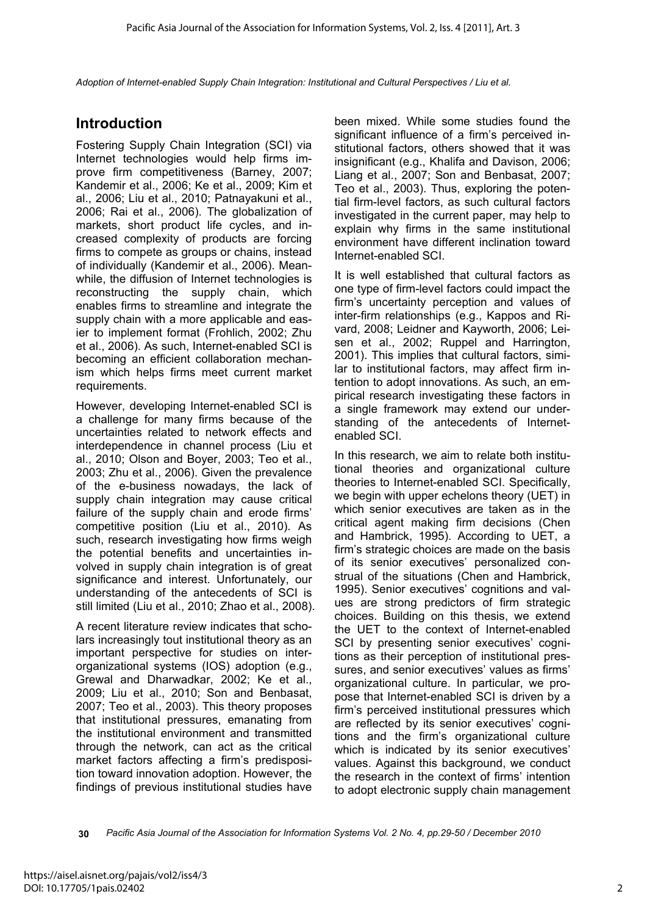## Introduction

Fostering Supply Chain Integration (SCI) via Internet technologies would help firms improve firm competitiveness (Barney, 2007; Kandemir et al., 2006; Ke et al., 2009; Kim et al., 2006; Liu et al., 2010; Patnayakuni et al., 2006; Rai et al., 2006). The globalization of markets, short product life cycles, and increased complexity of products are forcing firms to compete as groups or chains, instead of individually (Kandemir et al., 2006). Meanwhile, the diffusion of Internet technologies is reconstructing the supply chain, which enables firms to streamline and integrate the supply chain with a more applicable and easier to implement format (Frohlich, 2002; Zhu et al., 2006). As such, Internet-enabled SCI is becoming an efficient collaboration mechanism which helps firms meet current market requirements.

However, developing Internet-enabled SCI is a challenge for many firms because of the uncertainties related to network effects and interdependence in channel process (Liu et al., 2010; Olson and Boyer, 2003; Teo et al., 2003; Zhu et al., 2006). Given the prevalence of the e-business nowadays, the lack of supply chain integration may cause critical failure of the supply chain and erode firms' competitive position (Liu et al., 2010). As such, research investigating how firms weigh the potential benefits and uncertainties involved in supply chain integration is of great significance and interest. Unfortunately, our understanding of the antecedents of SCI is still limited (Liu et al., 2010; Zhao et al., 2008).

A recent literature review indicates that scholars increasingly tout institutional theory as an important perspective for studies on inter-organizational systems (IOS) adoption (e.g., Grewal and Dharwadkar, 2002; Ke et al., 2009; Liu et al., 2010; Son and Benbasat, 2007; Teo et al., 2003). This theory proposes that institutional pressures, emanating from the institutional environment and transmitted through the network, can act as the critical market factors affecting a firm's predisposition toward innovation adoption. However, the findings of previous institutional studies have been mixed. While some studies found the significant influence of a firm's perceived institutional factors, others showed that it was insignificant (e.g., Khalifa and Davison, 2006; Liang et al., 2007; Son and Benbasat, 2007; Teo et al., 2003). Thus, exploring the potential firm-level factors, as such cultural factors investigated in the current paper, may help to explain why firms in the same institutional environment have different inclination toward Internet-enabled SCI.

It is well established that cultural factors as one type of firm-level factors could impact the firm's uncertainty perception and values of inter-firm relationships (e.g., Kappos and Rivard, 2008; Leidner and Kayworth, 2006; Leisen et al., 2002; Ruppel and Harrington, 2001). This implies that cultural factors, similar to institutional factors, may affect firm intention to adopt innovations. As such, an empirical research investigating these factors in a single framework may extend our understanding of the antecedents of Internet-enabled SCI.

In this research, we aim to relate both institutional theories and organizational culture theories to Internet-enabled SCI. Specifically, we begin with upper echelons theory (UET) in which senior executives are taken as in the critical agent making firm decisions (Chen and Hambrick, 1995). According to UET, a firm's strategic choices are made on the basis of its senior executives' personalized construal of the situations (Chen and Hambrick, 1995). Senior executives' cognitions and values are strong predictors of firm strategic choices. Building on this thesis, we extend the UET to the context of Internet-enabled SCI by presenting senior executives' cognitions as their perception of institutional pressures, and senior executives' values as firms' organizational culture. In particular, we propose that Internet-enabled SCI is driven by a firm's perceived institutional pressures which are reflected by its senior executives' cognitions and the firm's organizational culture which is indicated by its senior executives' values. Against this background, we conduct the research in the context of firms' intention to adopt electronic supply chain management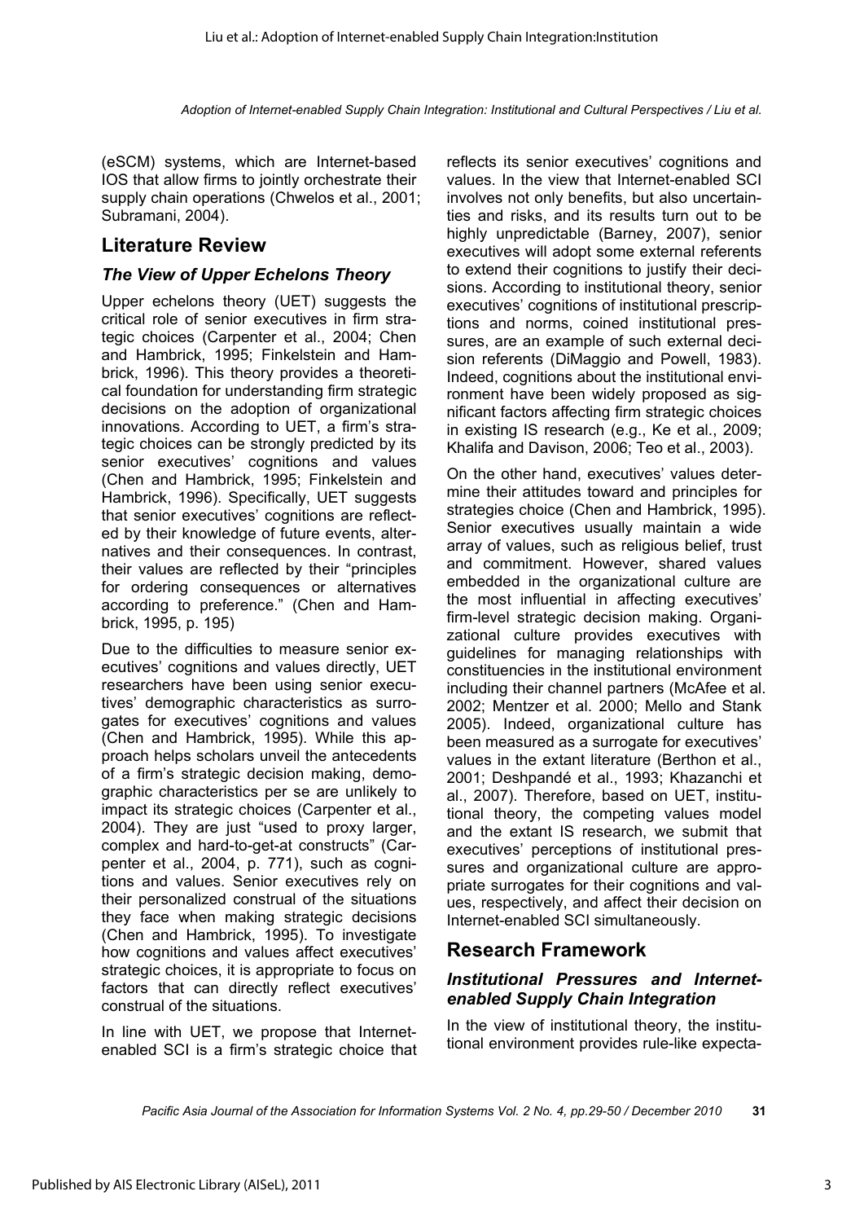(eSCM) systems, which are Internet-based IOS that allow firms to jointly orchestrate their supply chain operations (Chwelos et al., 2001; Subramani, 2004).

## Literature Review

### *The View of Upper Echelons Theory*

Upper echelons theory (UET) suggests the critical role of senior executives in firm strategic choices (Carpenter et al., 2004; Chen and Hambrick, 1995; Finkelstein and Hambrick, 1996). This theory provides a theoretical foundation for understanding firm strategic decisions on the adoption of organizational innovations. According to UET, a firm's strategic choices can be strongly predicted by its senior executives' cognitions and values (Chen and Hambrick, 1995; Finkelstein and Hambrick, 1996). Specifically, UET suggests that senior executives' cognitions are reflected by their knowledge of future events, alternatives and their consequences. In contrast, their values are reflected by their "principles for ordering consequences or alternatives according to preference." (Chen and Hambrick, 1995, p. 195)

Due to the difficulties to measure senior executives' cognitions and values directly, UET researchers have been using senior executives' demographic characteristics as surrogates for executives' cognitions and values (Chen and Hambrick, 1995). While this approach helps scholars unveil the antecedents of a firm's strategic decision making, demographic characteristics per se are unlikely to impact its strategic choices (Carpenter et al., 2004). They are just "used to proxy larger, complex and hard-to-get-at constructs" (Carpenter et al., 2004, p. 771), such as cognitions and values. Senior executives rely on their personalized construal of the situations they face when making strategic decisions (Chen and Hambrick, 1995). To investigate how cognitions and values affect executives' strategic choices, it is appropriate to focus on factors that can directly reflect executives' construal of the situations.

In line with UET, we propose that Internet-enabled SCI is a firm's strategic choice that reflects its senior executives' cognitions and values. In the view that Internet-enabled SCI involves not only benefits, but also uncertainties and risks, and its results turn out to be highly unpredictable (Barney, 2007), senior executives will adopt some external referents to extend their cognitions to justify their decisions. According to institutional theory, senior executives' cognitions of institutional prescriptions and norms, coined institutional pressures, are an example of such external decision referents (DiMaggio and Powell, 1983). Indeed, cognitions about the institutional environment have been widely proposed as significant factors affecting firm strategic choices in existing IS research (e.g., Ke et al., 2009; Khalifa and Davison, 2006; Teo et al., 2003).

On the other hand, executives' values determine their attitudes toward and principles for strategies choice (Chen and Hambrick, 1995). Senior executives usually maintain a wide array of values, such as religious belief, trust and commitment. However, shared values embedded in the organizational culture are the most influential in affecting executives' firm-level strategic decision making. Organizational culture provides executives with guidelines for managing relationships with constituencies in the institutional environment including their channel partners (McAfee et al. 2002; Mentzer et al. 2000; Mello and Stank 2005). Indeed, organizational culture has been measured as a surrogate for executives' values in the extant literature (Berthon et al., 2001; Deshpandé et al., 1993; Khazanchi et al., 2007). Therefore, based on UET, institutional theory, the competing values model and the extant IS research, we submit that executives' perceptions of institutional pressures and organizational culture are appropriate surrogates for their cognitions and values, respectively, and affect their decision on Internet-enabled SCI simultaneously.

## Research Framework

### *Institutional Pressures and Internet-enabled Supply Chain Integration*

In the view of institutional theory, the institutional environment provides rule-like expecta-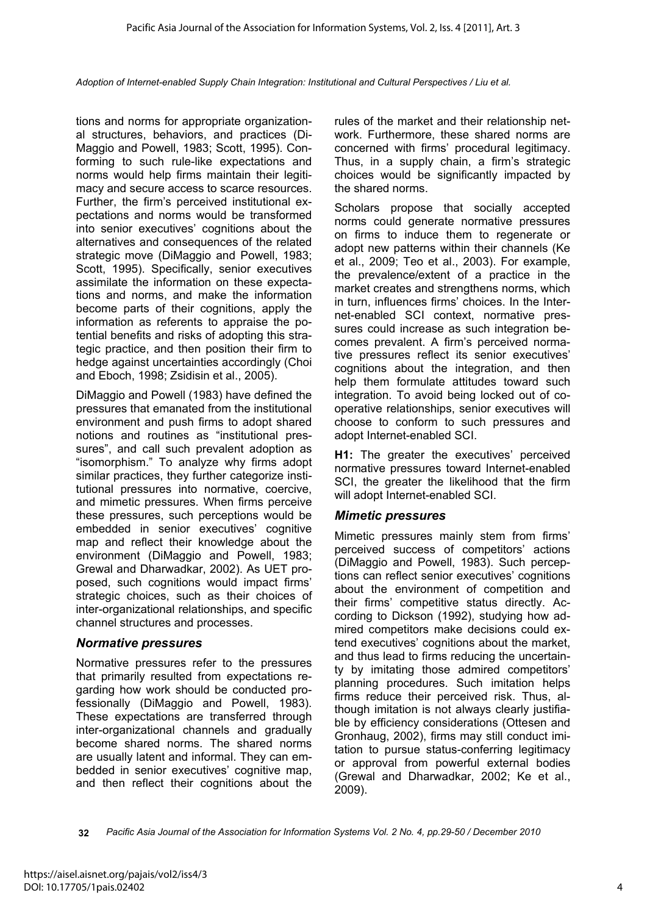tions and norms for appropriate organizational structures, behaviors, and practices (DiMaggio and Powell, 1983; Scott, 1995). Conforming to such rule-like expectations and norms would help firms maintain their legitimacy and secure access to scarce resources. Further, the firm's perceived institutional expectations and norms would be transformed into senior executives' cognitions about the alternatives and consequences of the related strategic move (DiMaggio and Powell, 1983; Scott, 1995). Specifically, senior executives assimilate the information on these expectations and norms, and make the information become parts of their cognitions, apply the information as referents to appraise the potential benefits and risks of adopting this strategic practice, and then position their firm to hedge against uncertainties accordingly (Choi and Eboch, 1998; Zsidisin et al., 2005).

DiMaggio and Powell (1983) have defined the pressures that emanated from the institutional environment and push firms to adopt shared notions and routines as "institutional pressures", and call such prevalent adoption as "isomorphism." To analyze why firms adopt similar practices, they further categorize institutional pressures into normative, coercive, and mimetic pressures. When firms perceive these pressures, such perceptions would be embedded in senior executives' cognitive map and reflect their knowledge about the environment (DiMaggio and Powell, 1983; Grewal and Dharwadkar, 2002). As UET proposed, such cognitions would impact firms' strategic choices, such as their choices of inter-organizational relationships, and specific channel structures and processes.

### *Normative pressures*

Normative pressures refer to the pressures that primarily resulted from expectations regarding how work should be conducted professionally (DiMaggio and Powell, 1983). These expectations are transferred through inter-organizational channels and gradually become shared norms. The shared norms are usually latent and informal. They can embedded in senior executives' cognitive map, and then reflect their cognitions about the rules of the market and their relationship network. Furthermore, these shared norms are concerned with firms' procedural legitimacy. Thus, in a supply chain, a firm's strategic choices would be significantly impacted by the shared norms.

Scholars propose that socially accepted norms could generate normative pressures on firms to induce them to regenerate or adopt new patterns within their channels (Ke et al., 2009; Teo et al., 2003). For example, the prevalence/extent of a practice in the market creates and strengthens norms, which in turn, influences firms' choices. In the Internet-enabled SCI context, normative pressures could increase as such integration becomes prevalent. A firm's perceived normative pressures reflect its senior executives' cognitions about the integration, and then help them formulate attitudes toward such integration. To avoid being locked out of cooperative relationships, senior executives will choose to conform to such pressures and adopt Internet-enabled SCI.

**H1:** The greater the executives' perceived normative pressures toward Internet-enabled SCI, the greater the likelihood that the firm will adopt Internet-enabled SCI.

### *Mimetic pressures*

Mimetic pressures mainly stem from firms' perceived success of competitors' actions (DiMaggio and Powell, 1983). Such perceptions can reflect senior executives' cognitions about the environment of competition and their firms' competitive status directly. According to Dickson (1992), studying how admired competitors make decisions could extend executives' cognitions about the market, and thus lead to firms reducing the uncertainty by imitating those admired competitors' planning procedures. Such imitation helps firms reduce their perceived risk. Thus, although imitation is not always clearly justifiable by efficiency considerations (Ottesen and Gronhaug, 2002), firms may still conduct imitation to pursue status-conferring legitimacy or approval from powerful external bodies (Grewal and Dharwadkar, 2002; Ke et al., 2009).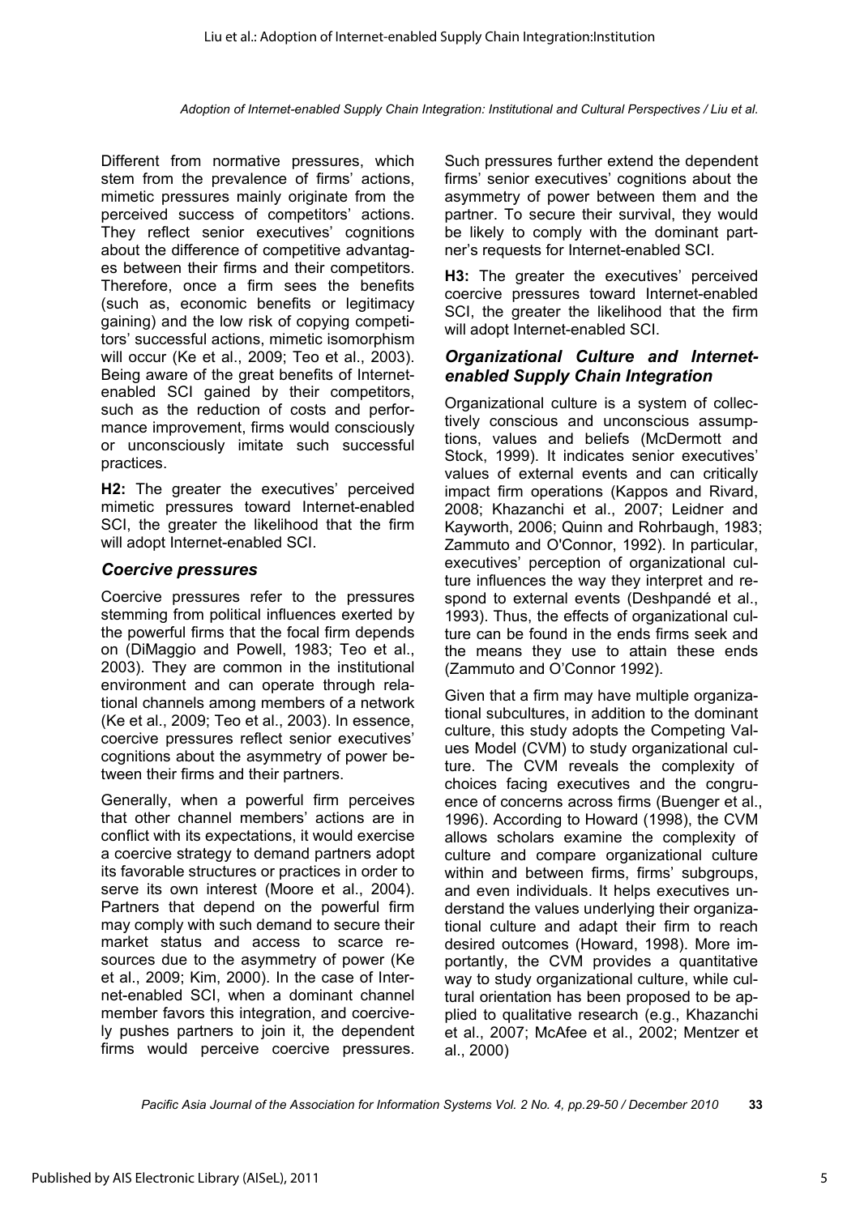Different from normative pressures, which stem from the prevalence of firms' actions, mimetic pressures mainly originate from the perceived success of competitors' actions. They reflect senior executives' cognitions about the difference of competitive advantages between their firms and their competitors. Therefore, once a firm sees the benefits (such as, economic benefits or legitimacy gaining) and the low risk of copying competitors' successful actions, mimetic isomorphism will occur (Ke et al., 2009; Teo et al., 2003). Being aware of the great benefits of Internet-enabled SCI gained by their competitors, such as the reduction of costs and performance improvement, firms would consciously or unconsciously imitate such successful practices.

**H2:** The greater the executives' perceived mimetic pressures toward Internet-enabled SCI, the greater the likelihood that the firm will adopt Internet-enabled SCI.

### *Coercive pressures*

Coercive pressures refer to the pressures stemming from political influences exerted by the powerful firms that the focal firm depends on (DiMaggio and Powell, 1983; Teo et al., 2003). They are common in the institutional environment and can operate through relational channels among members of a network (Ke et al., 2009; Teo et al., 2003). In essence, coercive pressures reflect senior executives' cognitions about the asymmetry of power between their firms and their partners.

Generally, when a powerful firm perceives that other channel members' actions are in conflict with its expectations, it would exercise a coercive strategy to demand partners adopt its favorable structures or practices in order to serve its own interest (Moore et al., 2004). Partners that depend on the powerful firm may comply with such demand to secure their market status and access to scarce resources due to the asymmetry of power (Ke et al., 2009; Kim, 2000). In the case of Internet-enabled SCI, when a dominant channel member favors this integration, and coercively pushes partners to join it, the dependent firms would perceive coercive pressures. Such pressures further extend the dependent firms' senior executives' cognitions about the asymmetry of power between them and the partner. To secure their survival, they would be likely to comply with the dominant partner's requests for Internet-enabled SCI.

**H3:** The greater the executives' perceived coercive pressures toward Internet-enabled SCI, the greater the likelihood that the firm will adopt Internet-enabled SCI.

## *Organizational Culture and Internet-enabled Supply Chain Integration*

Organizational culture is a system of collectively conscious and unconscious assumptions, values and beliefs (McDermott and Stock, 1999). It indicates senior executives' values of external events and can critically impact firm operations (Kappos and Rivard, 2008; Khazanchi et al., 2007; Leidner and Kayworth, 2006; Quinn and Rohrbaugh, 1983; Zammuto and O'Connor, 1992). In particular, executives' perception of organizational culture influences the way they interpret and respond to external events (Deshpandé et al., 1993). Thus, the effects of organizational culture can be found in the ends firms seek and the means they use to attain these ends (Zammuto and O'Connor 1992).

Given that a firm may have multiple organizational subcultures, in addition to the dominant culture, this study adopts the Competing Values Model (CVM) to study organizational culture. The CVM reveals the complexity of choices facing executives and the congruence of concerns across firms (Buenger et al., 1996). According to Howard (1998), the CVM allows scholars examine the complexity of culture and compare organizational culture within and between firms, firms' subgroups, and even individuals. It helps executives understand the values underlying their organizational culture and adapt their firm to reach desired outcomes (Howard, 1998). More importantly, the CVM provides a quantitative way to study organizational culture, while cultural orientation has been proposed to be applied to qualitative research (e.g., Khazanchi et al., 2007; McAfee et al., 2002; Mentzer et al., 2000)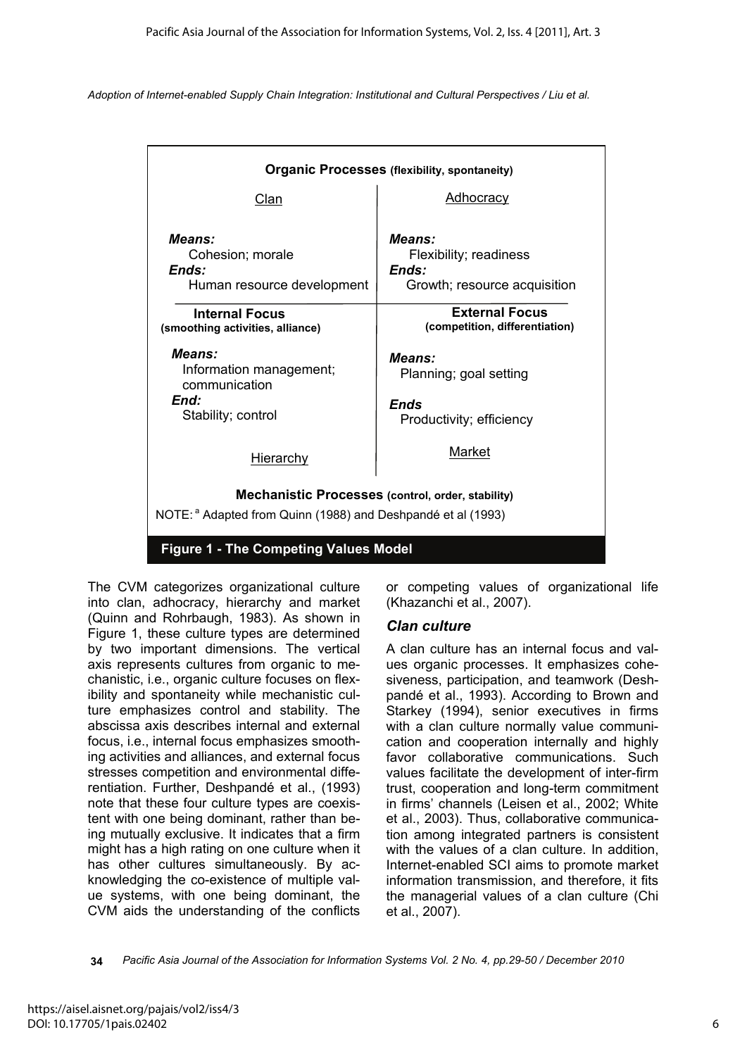| Organic Processes (flexibility, spontaneity) | |
| --- | --- |
| Clan | Adhocracy |
| ***Means:*** Cohesion; morale<br>***Ends:*** Human resource development | ***Means:*** Flexibility; readiness<br>***Ends:*** Growth; resource acquisition |
| **Internal Focus** (smoothing activities, alliance) | **External Focus** (competition, differentiation) |
| ***Means:*** Information management; communication<br>***End:*** Stability; control | ***Means:*** Planning; goal setting<br>***Ends*** Productivity; efficiency |
| Hierarchy | Market |
| **Mechanistic Processes (control, order, stability)** | |

NOTE: [a] Adapted from Quinn (1988) and Deshpandé et al (1993)

**Figure 1 - The Competing Values Model**

The CVM categorizes organizational culture into clan, adhocracy, hierarchy and market (Quinn and Rohrbaugh, 1983). As shown in Figure 1, these culture types are determined by two important dimensions. The vertical axis represents cultures from organic to mechanistic, i.e., organic culture focuses on flexibility and spontaneity while mechanistic culture emphasizes control and stability. The abscissa axis describes internal and external focus, i.e., internal focus emphasizes smoothing activities and alliances, and external focus stresses competition and environmental differentiation. Further, Deshpandé et al., (1993) note that these four culture types are coexistent with one being dominant, rather than being mutually exclusive. It indicates that a firm might has a high rating on one culture when it has other cultures simultaneously. By acknowledging the co-existence of multiple value systems, with one being dominant, the CVM aids the understanding of the conflicts or competing values of organizational life (Khazanchi et al., 2007).

### *Clan culture*

A clan culture has an internal focus and values organic processes. It emphasizes cohesiveness, participation, and teamwork (Deshpandé et al., 1993). According to Brown and Starkey (1994), senior executives in firms with a clan culture normally value communication and cooperation internally and highly favor collaborative communications. Such values facilitate the development of inter-firm trust, cooperation and long-term commitment in firms' channels (Leisen et al., 2002; White et al., 2003). Thus, collaborative communication among integrated partners is consistent with the values of a clan culture. In addition, Internet-enabled SCI aims to promote market information transmission, and therefore, it fits the managerial values of a clan culture (Chi et al., 2007).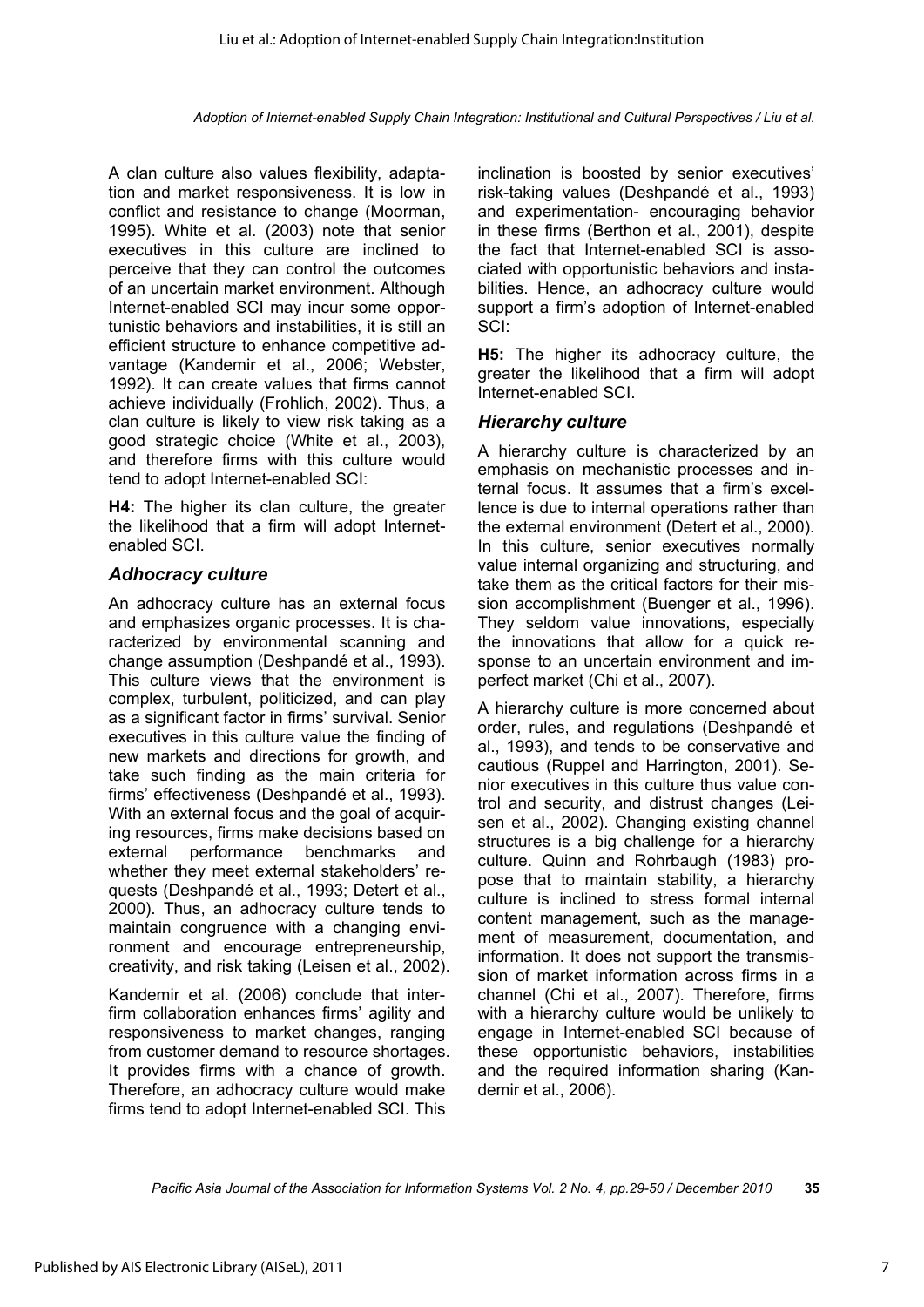A clan culture also values flexibility, adaptation and market responsiveness. It is low in conflict and resistance to change (Moorman, 1995). White et al. (2003) note that senior executives in this culture are inclined to perceive that they can control the outcomes of an uncertain market environment. Although Internet-enabled SCI may incur some opportunistic behaviors and instabilities, it is still an efficient structure to enhance competitive advantage (Kandemir et al., 2006; Webster, 1992). It can create values that firms cannot achieve individually (Frohlich, 2002). Thus, a clan culture is likely to view risk taking as a good strategic choice (White et al., 2003), and therefore firms with this culture would tend to adopt Internet-enabled SCI:

**H4:** The higher its clan culture, the greater the likelihood that a firm will adopt Internet-enabled SCI.

### *Adhocracy culture*

An adhocracy culture has an external focus and emphasizes organic processes. It is characterized by environmental scanning and change assumption (Deshpandé et al., 1993). This culture views that the environment is complex, turbulent, politicized, and can play as a significant factor in firms' survival. Senior executives in this culture value the finding of new markets and directions for growth, and take such finding as the main criteria for firms' effectiveness (Deshpandé et al., 1993). With an external focus and the goal of acquiring resources, firms make decisions based on external performance benchmarks and whether they meet external stakeholders' requests (Deshpandé et al., 1993; Detert et al., 2000). Thus, an adhocracy culture tends to maintain congruence with a changing environment and encourage entrepreneurship, creativity, and risk taking (Leisen et al., 2002).

Kandemir et al. (2006) conclude that inter-firm collaboration enhances firms' agility and responsiveness to market changes, ranging from customer demand to resource shortages. It provides firms with a chance of growth. Therefore, an adhocracy culture would make firms tend to adopt Internet-enabled SCI. This inclination is boosted by senior executives' risk-taking values (Deshpandé et al., 1993) and experimentation- encouraging behavior in these firms (Berthon et al., 2001), despite the fact that Internet-enabled SCI is associated with opportunistic behaviors and instabilities. Hence, an adhocracy culture would support a firm's adoption of Internet-enabled SCI:

**H5:** The higher its adhocracy culture, the greater the likelihood that a firm will adopt Internet-enabled SCI.

### *Hierarchy culture*

A hierarchy culture is characterized by an emphasis on mechanistic processes and internal focus. It assumes that a firm's excellence is due to internal operations rather than the external environment (Detert et al., 2000). In this culture, senior executives normally value internal organizing and structuring, and take them as the critical factors for their mission accomplishment (Buenger et al., 1996). They seldom value innovations, especially the innovations that allow for a quick response to an uncertain environment and imperfect market (Chi et al., 2007).

A hierarchy culture is more concerned about order, rules, and regulations (Deshpandé et al., 1993), and tends to be conservative and cautious (Ruppel and Harrington, 2001). Senior executives in this culture thus value control and security, and distrust changes (Leisen et al., 2002). Changing existing channel structures is a big challenge for a hierarchy culture. Quinn and Rohrbaugh (1983) propose that to maintain stability, a hierarchy culture is inclined to stress formal internal content management, such as the management of measurement, documentation, and information. It does not support the transmission of market information across firms in a channel (Chi et al., 2007). Therefore, firms with a hierarchy culture would be unlikely to engage in Internet-enabled SCI because of these opportunistic behaviors, instabilities and the required information sharing (Kandemir et al., 2006).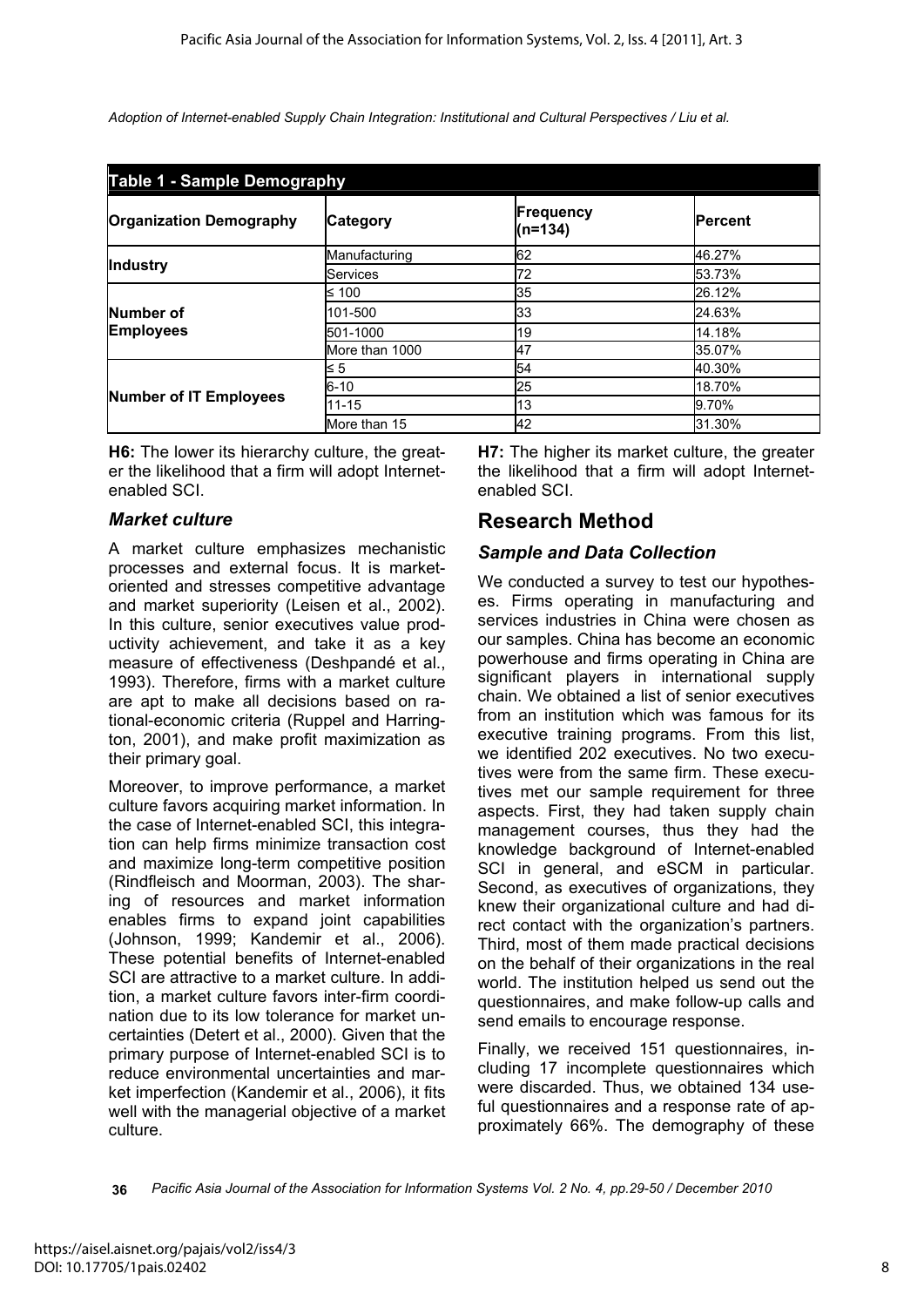**Table 1 - Sample Demography**

| Organization Demography | Category | Frequency (n=134) | Percent |
|---|---|---|---|
| Industry | Manufacturing | 62 | 46.27% |
| | Services | 72 | 53.73% |
| Number of Employees | ≤ 100 | 35 | 26.12% |
| | 101-500 | 33 | 24.63% |
| | 501-1000 | 19 | 14.18% |
| | More than 1000 | 47 | 35.07% |
| Number of IT Employees | ≤ 5 | 54 | 40.30% |
| | 6-10 | 25 | 18.70% |
| | 11-15 | 13 | 9.70% |
| | More than 15 | 42 | 31.30% |

**H6:** The lower its hierarchy culture, the greater the likelihood that a firm will adopt Internet-enabled SCI.

### *Market culture*

A market culture emphasizes mechanistic processes and external focus. It is market-oriented and stresses competitive advantage and market superiority (Leisen et al., 2002). In this culture, senior executives value productivity achievement, and take it as a key measure of effectiveness (Deshpandé et al., 1993). Therefore, firms with a market culture are apt to make all decisions based on rational-economic criteria (Ruppel and Harrington, 2001), and make profit maximization as their primary goal.

Moreover, to improve performance, a market culture favors acquiring market information. In the case of Internet-enabled SCI, this integration can help firms minimize transaction cost and maximize long-term competitive position (Rindfleisch and Moorman, 2003). The sharing of resources and market information enables firms to expand joint capabilities (Johnson, 1999; Kandemir et al., 2006). These potential benefits of Internet-enabled SCI are attractive to a market culture. In addition, a market culture favors inter-firm coordination due to its low tolerance for market uncertainties (Detert et al., 2000). Given that the primary purpose of Internet-enabled SCI is to reduce environmental uncertainties and market imperfection (Kandemir et al., 2006), it fits well with the managerial objective of a market culture.

**H7:** The higher its market culture, the greater the likelihood that a firm will adopt Internet-enabled SCI.

## Research Method

### *Sample and Data Collection*

We conducted a survey to test our hypotheses. Firms operating in manufacturing and services industries in China were chosen as our samples. China has become an economic powerhouse and firms operating in China are significant players in international supply chain. We obtained a list of senior executives from an institution which was famous for its executive training programs. From this list, we identified 202 executives. No two executives were from the same firm. These executives met our sample requirement for three aspects. First, they had taken supply chain management courses, thus they had the knowledge background of Internet-enabled SCI in general, and eSCM in particular. Second, as executives of organizations, they knew their organizational culture and had direct contact with the organization's partners. Third, most of them made practical decisions on the behalf of their organizations in the real world. The institution helped us send out the questionnaires, and make follow-up calls and send emails to encourage response.

Finally, we received 151 questionnaires, including 17 incomplete questionnaires which were discarded. Thus, we obtained 134 useful questionnaires and a response rate of approximately 66%. The demography of these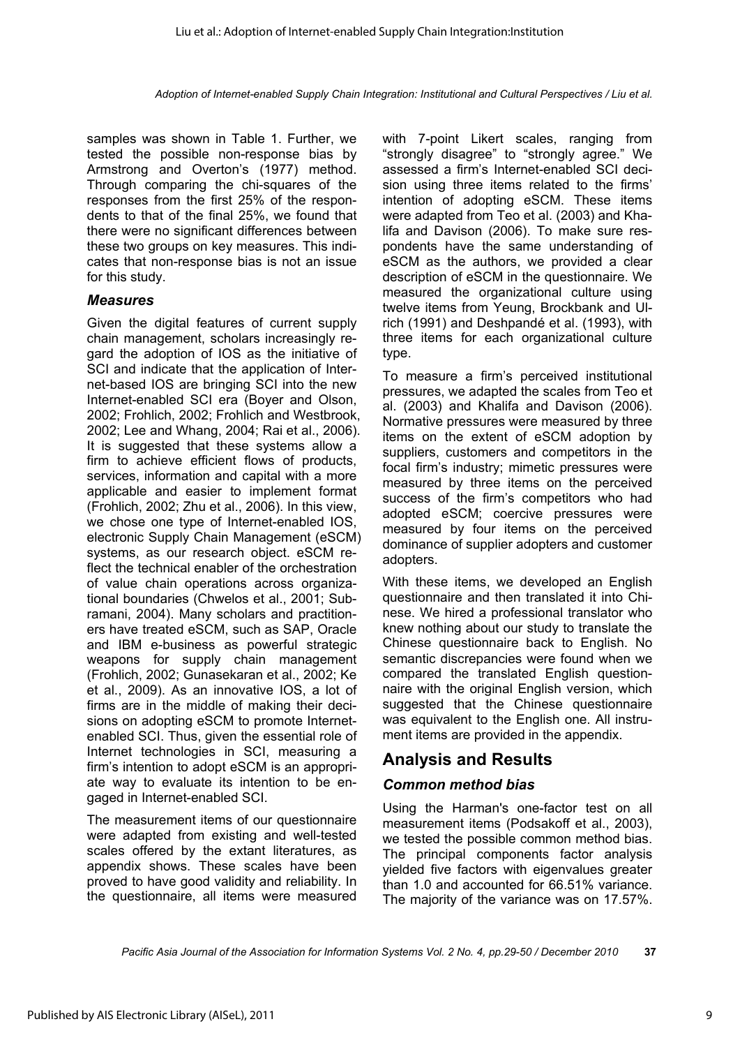samples was shown in Table 1. Further, we tested the possible non-response bias by Armstrong and Overton's (1977) method. Through comparing the chi-squares of the responses from the first 25% of the respondents to that of the final 25%, we found that there were no significant differences between these two groups on key measures. This indicates that non-response bias is not an issue for this study.

### *Measures*

Given the digital features of current supply chain management, scholars increasingly regard the adoption of IOS as the initiative of SCI and indicate that the application of Internet-based IOS are bringing SCI into the new Internet-enabled SCI era (Boyer and Olson, 2002; Frohlich, 2002; Frohlich and Westbrook, 2002; Lee and Whang, 2004; Rai et al., 2006). It is suggested that these systems allow a firm to achieve efficient flows of products, services, information and capital with a more applicable and easier to implement format (Frohlich, 2002; Zhu et al., 2006). In this view, we chose one type of Internet-enabled IOS, electronic Supply Chain Management (eSCM) systems, as our research object. eSCM reflect the technical enabler of the orchestration of value chain operations across organizational boundaries (Chwelos et al., 2001; Subramani, 2004). Many scholars and practitioners have treated eSCM, such as SAP, Oracle and IBM e-business as powerful strategic weapons for supply chain management (Frohlich, 2002; Gunasekaran et al., 2002; Ke et al., 2009). As an innovative IOS, a lot of firms are in the middle of making their decisions on adopting eSCM to promote Internet-enabled SCI. Thus, given the essential role of Internet technologies in SCI, measuring a firm's intention to adopt eSCM is an appropriate way to evaluate its intention to be engaged in Internet-enabled SCI.

The measurement items of our questionnaire were adapted from existing and well-tested scales offered by the extant literatures, as appendix shows. These scales have been proved to have good validity and reliability. In the questionnaire, all items were measured with 7-point Likert scales, ranging from "strongly disagree" to "strongly agree." We assessed a firm's Internet-enabled SCI decision using three items related to the firms' intention of adopting eSCM. These items were adapted from Teo et al. (2003) and Khalifa and Davison (2006). To make sure respondents have the same understanding of eSCM as the authors, we provided a clear description of eSCM in the questionnaire. We measured the organizational culture using twelve items from Yeung, Brockbank and Ulrich (1991) and Deshpandé et al. (1993), with three items for each organizational culture type.

To measure a firm's perceived institutional pressures, we adapted the scales from Teo et al. (2003) and Khalifa and Davison (2006). Normative pressures were measured by three items on the extent of eSCM adoption by suppliers, customers and competitors in the focal firm's industry; mimetic pressures were measured by three items on the perceived success of the firm's competitors who had adopted eSCM; coercive pressures were measured by four items on the perceived dominance of supplier adopters and customer adopters.

With these items, we developed an English questionnaire and then translated it into Chinese. We hired a professional translator who knew nothing about our study to translate the Chinese questionnaire back to English. No semantic discrepancies were found when we compared the translated English questionnaire with the original English version, which suggested that the Chinese questionnaire was equivalent to the English one. All instrument items are provided in the appendix.

## Analysis and Results

### *Common method bias*

Using the Harman's one-factor test on all measurement items (Podsakoff et al., 2003), we tested the possible common method bias. The principal components factor analysis yielded five factors with eigenvalues greater than 1.0 and accounted for 66.51% variance. The majority of the variance was on 17.57%.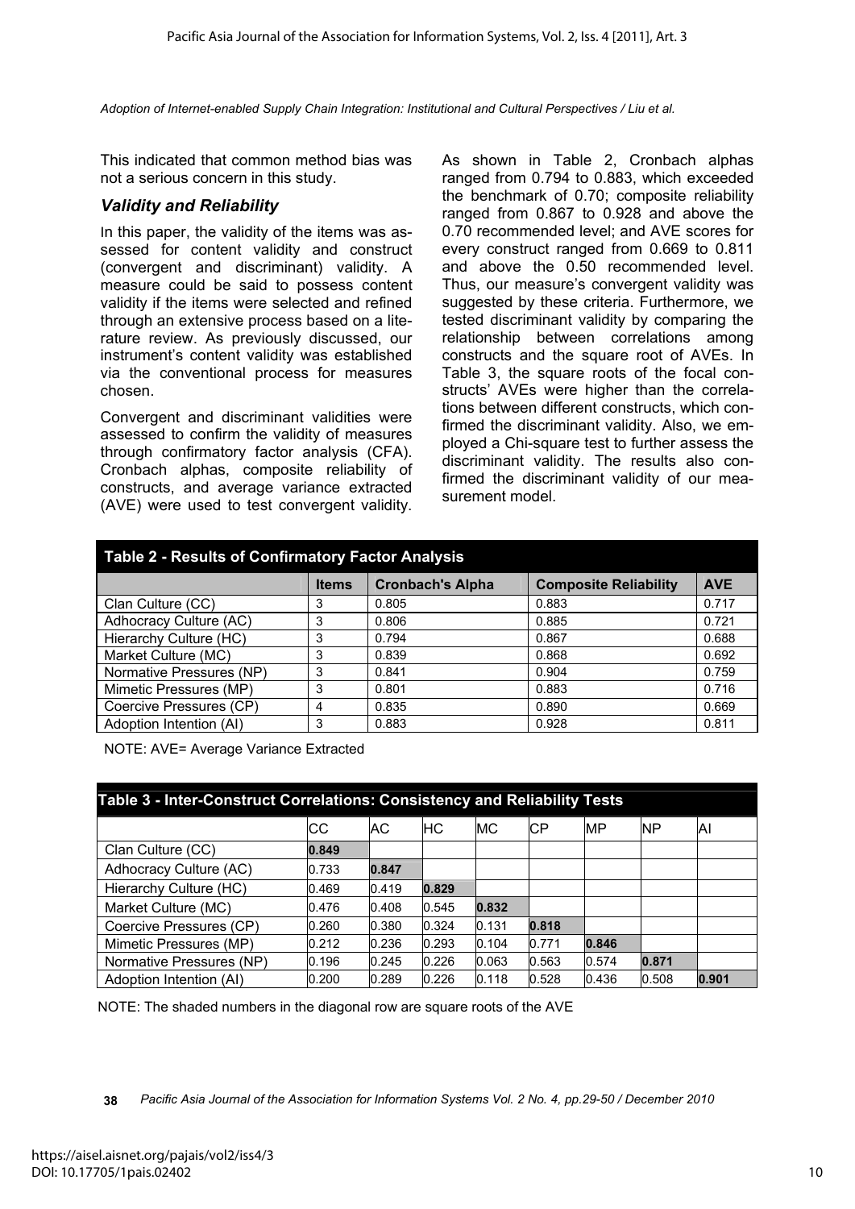This indicated that common method bias was not a serious concern in this study.

### *Validity and Reliability*

In this paper, the validity of the items was assessed for content validity and construct (convergent and discriminant) validity. A measure could be said to possess content validity if the items were selected and refined through an extensive process based on a literature review. As previously discussed, our instrument's content validity was established via the conventional process for measures chosen.

Convergent and discriminant validities were assessed to confirm the validity of measures through confirmatory factor analysis (CFA). Cronbach alphas, composite reliability of constructs, and average variance extracted (AVE) were used to test convergent validity. As shown in Table 2, Cronbach alphas ranged from 0.794 to 0.883, which exceeded the benchmark of 0.70; composite reliability ranged from 0.867 to 0.928 and above the 0.70 recommended level; and AVE scores for every construct ranged from 0.669 to 0.811 and above the 0.50 recommended level. Thus, our measure's convergent validity was suggested by these criteria. Furthermore, we tested discriminant validity by comparing the relationship between correlations among constructs and the square root of AVEs. In Table 3, the square roots of the focal constructs' AVEs were higher than the correlations between different constructs, which confirmed the discriminant validity. Also, we employed a Chi-square test to further assess the discriminant validity. The results also confirmed the discriminant validity of our measurement model.

**Table 2 - Results of Confirmatory Factor Analysis**

| | Items | Cronbach's Alpha | Composite Reliability | AVE |
|---|---|---|---|---|
| Clan Culture (CC) | 3 | 0.805 | 0.883 | 0.717 |
| Adhocracy Culture (AC) | 3 | 0.806 | 0.885 | 0.721 |
| Hierarchy Culture (HC) | 3 | 0.794 | 0.867 | 0.688 |
| Market Culture (MC) | 3 | 0.839 | 0.868 | 0.692 |
| Normative Pressures (NP) | 3 | 0.841 | 0.904 | 0.759 |
| Mimetic Pressures (MP) | 3 | 0.801 | 0.883 | 0.716 |
| Coercive Pressures (CP) | 4 | 0.835 | 0.890 | 0.669 |
| Adoption Intention (AI) | 3 | 0.883 | 0.928 | 0.811 |

NOTE: AVE= Average Variance Extracted

**Table 3 - Inter-Construct Correlations: Consistency and Reliability Tests**

| | CC | AC | HC | MC | CP | MP | NP | AI |
|---|---|---|---|---|---|---|---|---|
| Clan Culture (CC) | **0.849** | | | | | | | |
| Adhocracy Culture (AC) | 0.733 | **0.847** | | | | | | |
| Hierarchy Culture (HC) | 0.469 | 0.419 | **0.829** | | | | | |
| Market Culture (MC) | 0.476 | 0.408 | 0.545 | **0.832** | | | | |
| Coercive Pressures (CP) | 0.260 | 0.380 | 0.324 | 0.131 | **0.818** | | | |
| Mimetic Pressures (MP) | 0.212 | 0.236 | 0.293 | 0.104 | 0.771 | **0.846** | | |
| Normative Pressures (NP) | 0.196 | 0.245 | 0.226 | 0.063 | 0.563 | 0.574 | **0.871** | |
| Adoption Intention (AI) | 0.200 | 0.289 | 0.226 | 0.118 | 0.528 | 0.436 | 0.508 | **0.901** |

NOTE: The shaded numbers in the diagonal row are square roots of the AVE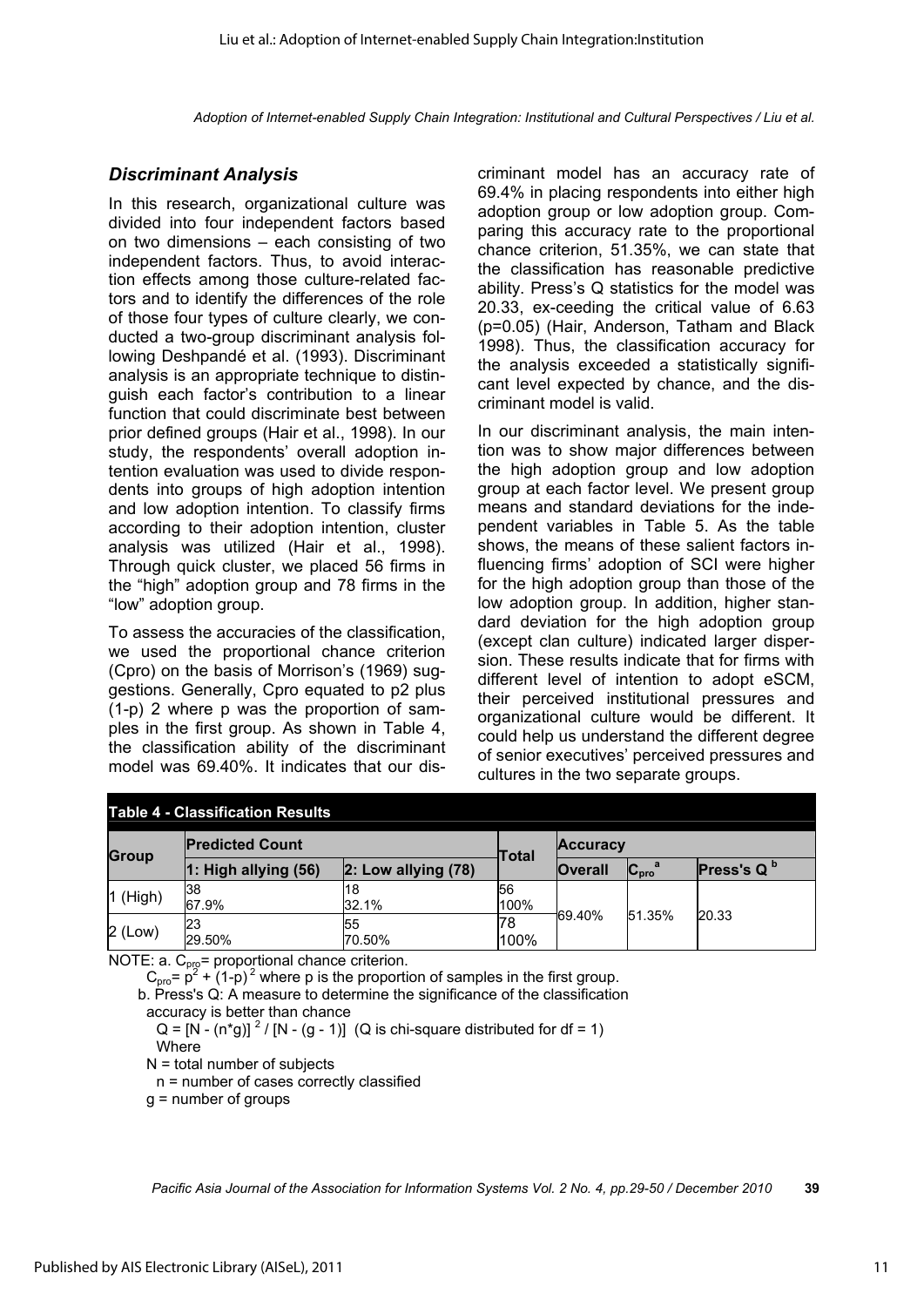### *Discriminant Analysis*

In this research, organizational culture was divided into four independent factors based on two dimensions – each consisting of two independent factors. Thus, to avoid interaction effects among those culture-related factors and to identify the differences of the role of those four types of culture clearly, we conducted a two-group discriminant analysis following Deshpandé et al. (1993). Discriminant analysis is an appropriate technique to distinguish each factor's contribution to a linear function that could discriminate best between prior defined groups (Hair et al., 1998). In our study, the respondents' overall adoption intention evaluation was used to divide respondents into groups of high adoption intention and low adoption intention. To classify firms according to their adoption intention, cluster analysis was utilized (Hair et al., 1998). Through quick cluster, we placed 56 firms in the "high" adoption group and 78 firms in the "low" adoption group.

To assess the accuracies of the classification, we used the proportional chance criterion (Cpro) on the basis of Morrison's (1969) suggestions. Generally, Cpro equated to p2 plus (1-p) 2 where p was the proportion of samples in the first group. As shown in Table 4, the classification ability of the discriminant model was 69.40%. It indicates that our discriminant model has an accuracy rate of 69.4% in placing respondents into either high adoption group or low adoption group. Comparing this accuracy rate to the proportional chance criterion, 51.35%, we can state that the classification has reasonable predictive ability. Press's Q statistics for the model was 20.33, ex-ceeding the critical value of 6.63 (p=0.05) (Hair, Anderson, Tatham and Black 1998). Thus, the classification accuracy for the analysis exceeded a statistically significant level expected by chance, and the discriminant model is valid.

In our discriminant analysis, the main intention was to show major differences between the high adoption group and low adoption group at each factor level. We present group means and standard deviations for the independent variables in Table 5. As the table shows, the means of these salient factors influencing firms' adoption of SCI were higher for the high adoption group than those of the low adoption group. In addition, higher standard deviation for the high adoption group (except clan culture) indicated larger dispersion. These results indicate that for firms with different level of intention to adopt eSCM, their perceived institutional pressures and organizational culture would be different. It could help us understand the different degree of senior executives' perceived pressures and cultures in the two separate groups.

**Table 4 - Classification Results**

| Group | Predicted Count | | Total | Accuracy | | |
|---|---|---|---|---|---|---|
| | 1: High allying (56) | 2: Low allying (78) | | Overall | $C_{pro}$ [a] | Press's Q [b] |
| 1 (High) | 38<br>67.9% | 18<br>32.1% | 56<br>100% | 69.40% | 51.35% | 20.33 |
| 2 (Low) | 23<br>29.50% | 55<br>70.50% | 78<br>100% | | | |

NOTE: a. $C_{pro}$= proportional chance criterion.

$C_{pro}= p^2 + (1-p)^2$ where p is the proportion of samples in the first group.

b. Press's Q: A measure to determine the significance of the classification accuracy is better than chance

$Q = [N - (n*g)]^2 / [N - (g - 1)]$ (Q is chi-square distributed for df = 1)

Where

N = total number of subjects

n = number of cases correctly classified

g = number of groups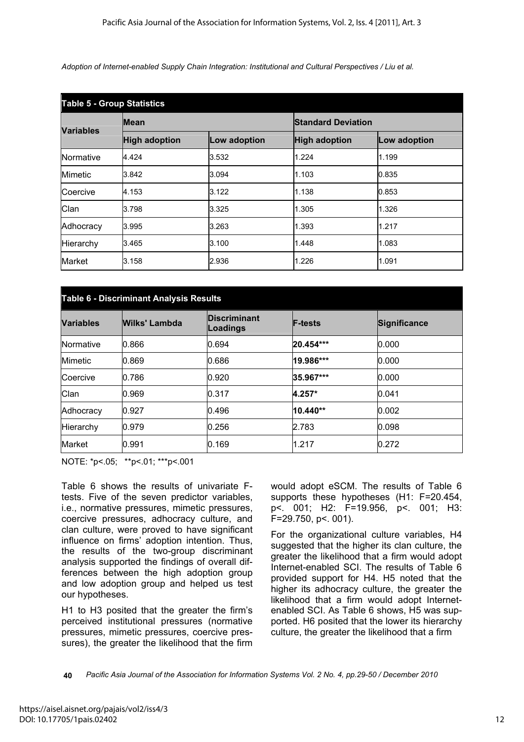**Table 5 - Group Statistics**

| Variables | Mean | | Standard Deviation | |
|---|---|---|---|---|
| | High adoption | Low adoption | High adoption | Low adoption |
| Normative | 4.424 | 3.532 | 1.224 | 1.199 |
| Mimetic | 3.842 | 3.094 | 1.103 | 0.835 |
| Coercive | 4.153 | 3.122 | 1.138 | 0.853 |
| Clan | 3.798 | 3.325 | 1.305 | 1.326 |
| Adhocracy | 3.995 | 3.263 | 1.393 | 1.217 |
| Hierarchy | 3.465 | 3.100 | 1.448 | 1.083 |
| Market | 3.158 | 2.936 | 1.226 | 1.091 |

**Table 6 - Discriminant Analysis Results**

| Variables | Wilks' Lambda | Discriminant Loadings | F-tests | Significance |
|---|---|---|---|---|
| Normative | 0.866 | 0.694 | **20.454*** ** | 0.000 |
| Mimetic | 0.869 | 0.686 | **19.986*** ** | 0.000 |
| Coercive | 0.786 | 0.920 | **35.967*** ** | 0.000 |
| Clan | 0.969 | 0.317 | **4.257* ** | 0.041 |
| Adhocracy | 0.927 | 0.496 | **10.440** ** | 0.002 |
| Hierarchy | 0.979 | 0.256 | 2.783 | 0.098 |
| Market | 0.991 | 0.169 | 1.217 | 0.272 |

NOTE: *p<.05; **p<.01; ***p<.001

Table 6 shows the results of univariate F-tests. Five of the seven predictor variables, i.e., normative pressures, mimetic pressures, coercive pressures, adhocracy culture, and clan culture, were proved to have significant influence on firms' adoption intention. Thus, the results of the two-group discriminant analysis supported the findings of overall differences between the high adoption group and low adoption group and helped us test our hypotheses.

H1 to H3 posited that the greater the firm's perceived institutional pressures (normative pressures, mimetic pressures, coercive pressures), the greater the likelihood that the firm would adopt eSCM. The results of Table 6 supports these hypotheses (H1: $F=20.454$, $p<.001$; H2: $F=19.956$, $p<.001$; H3: $F=29.750$, $p<.001$).

For the organizational culture variables, H4 suggested that the higher its clan culture, the greater the likelihood that a firm would adopt Internet-enabled SCI. The results of Table 6 provided support for H4. H5 noted that the higher its adhocracy culture, the greater the likelihood that a firm would adopt Internet-enabled SCI. As Table 6 shows, H5 was supported. H6 posited that the lower its hierarchy culture, the greater the likelihood that a firm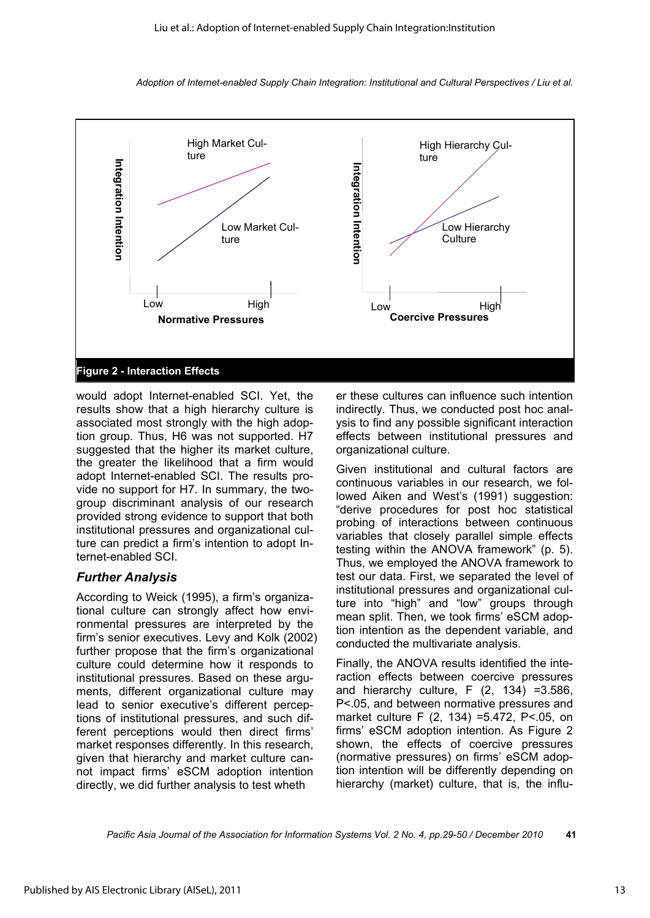Figure 2 - Interaction Effects

would adopt Internet-enabled SCI. Yet, the results show that a high hierarchy culture is associated most strongly with the high adoption group. Thus, H6 was not supported. H7 suggested that the higher its market culture, the greater the likelihood that a firm would adopt Internet-enabled SCI. The results provide no support for H7. In summary, the two-group discriminant analysis of our research provided strong evidence to support that both institutional pressures and organizational culture can predict a firm's intention to adopt Internet-enabled SCI.

### *Further Analysis*

According to Weick (1995), a firm's organizational culture can strongly affect how environmental pressures are interpreted by the firm's senior executives. Levy and Kolk (2002) further propose that the firm's organizational culture could determine how it responds to institutional pressures. Based on these arguments, different organizational culture may lead to senior executive's different perceptions of institutional pressures, and such different perceptions would then direct firms' market responses differently. In this research, given that hierarchy and market culture cannot impact firms' eSCM adoption intention directly, we did further analysis to test whether these cultures can influence such intention indirectly. Thus, we conducted post hoc analysis to find any possible significant interaction effects between institutional pressures and organizational culture.

Given institutional and cultural factors are continuous variables in our research, we followed Aiken and West's (1991) suggestion: "derive procedures for post hoc statistical probing of interactions between continuous variables that closely parallel simple effects testing within the ANOVA framework" (p. 5). Thus, we employed the ANOVA framework to test our data. First, we separated the level of institutional pressures and organizational culture into "high" and "low" groups through mean split. Then, we took firms' eSCM adoption intention as the dependent variable, and conducted the multivariate analysis.

Finally, the ANOVA results identified the interaction effects between coercive pressures and hierarchy culture, $F(2, 134) = 3.586$, $P < .05$, and between normative pressures and market culture $F(2, 134) = 5.472$, $P < .05$, on firms' eSCM adoption intention. As Figure 2 shown, the effects of coercive pressures (normative pressures) on firms' eSCM adoption intention will be differently depending on hierarchy (market) culture, that is, the influ-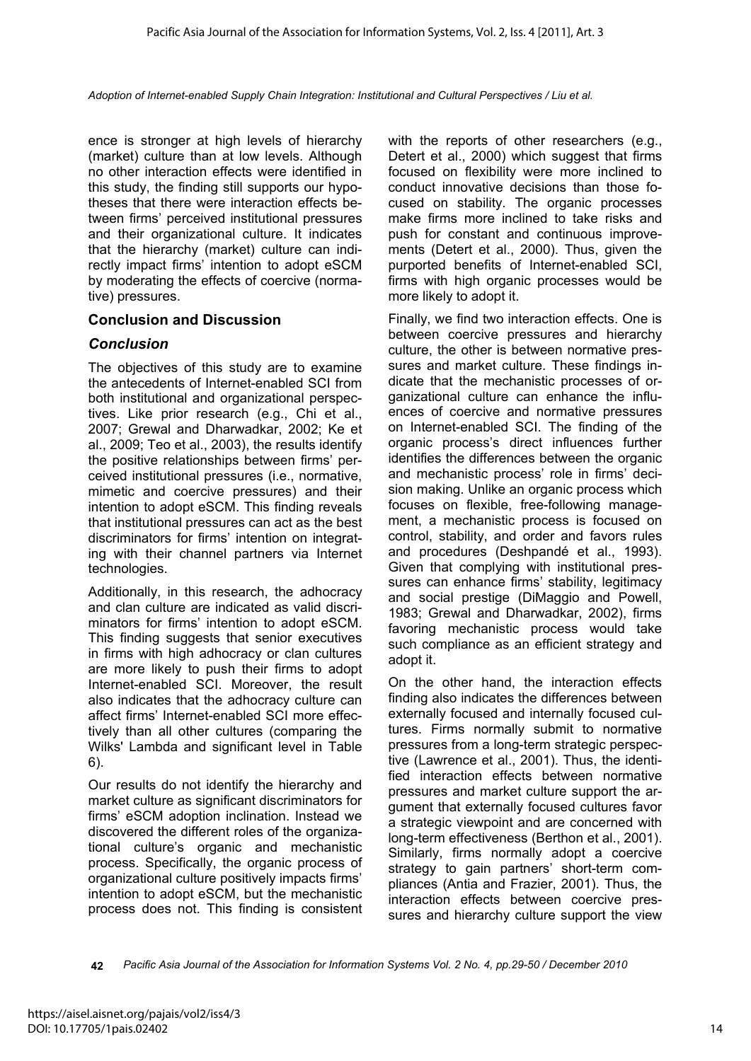ence is stronger at high levels of hierarchy (market) culture than at low levels. Although no other interaction effects were identified in this study, the finding still supports our hypotheses that there were interaction effects between firms' perceived institutional pressures and their organizational culture. It indicates that the hierarchy (market) culture can indirectly impact firms' intention to adopt eSCM by moderating the effects of coercive (normative) pressures.

## Conclusion and Discussion

### *Conclusion*

The objectives of this study are to examine the antecedents of Internet-enabled SCI from both institutional and organizational perspectives. Like prior research (e.g., Chi et al., 2007; Grewal and Dharwadkar, 2002; Ke et al., 2009; Teo et al., 2003), the results identify the positive relationships between firms' perceived institutional pressures (i.e., normative, mimetic and coercive pressures) and their intention to adopt eSCM. This finding reveals that institutional pressures can act as the best discriminators for firms' intention on integrating with their channel partners via Internet technologies.

Additionally, in this research, the adhocracy and clan culture are indicated as valid discriminators for firms' intention to adopt eSCM. This finding suggests that senior executives in firms with high adhocracy or clan cultures are more likely to push their firms to adopt Internet-enabled SCI. Moreover, the result also indicates that the adhocracy culture can affect firms' Internet-enabled SCI more effectively than all other cultures (comparing the Wilks' Lambda and significant level in Table 6).

Our results do not identify the hierarchy and market culture as significant discriminators for firms' eSCM adoption inclination. Instead we discovered the different roles of the organizational culture's organic and mechanistic process. Specifically, the organic process of organizational culture positively impacts firms' intention to adopt eSCM, but the mechanistic process does not. This finding is consistent with the reports of other researchers (e.g., Detert et al., 2000) which suggest that firms focused on flexibility were more inclined to conduct innovative decisions than those focused on stability. The organic processes make firms more inclined to take risks and push for constant and continuous improvements (Detert et al., 2000). Thus, given the purported benefits of Internet-enabled SCI, firms with high organic processes would be more likely to adopt it.

Finally, we find two interaction effects. One is between coercive pressures and hierarchy culture, the other is between normative pressures and market culture. These findings indicate that the mechanistic processes of organizational culture can enhance the influences of coercive and normative pressures on Internet-enabled SCI. The finding of the organic process's direct influences further identifies the differences between the organic and mechanistic process' role in firms' decision making. Unlike an organic process which focuses on flexible, free-following management, a mechanistic process is focused on control, stability, and order and favors rules and procedures (Deshpandé et al., 1993). Given that complying with institutional pressures can enhance firms' stability, legitimacy and social prestige (DiMaggio and Powell, 1983; Grewal and Dharwadkar, 2002), firms favoring mechanistic process would take such compliance as an efficient strategy and adopt it.

On the other hand, the interaction effects finding also indicates the differences between externally focused and internally focused cultures. Firms normally submit to normative pressures from a long-term strategic perspective (Lawrence et al., 2001). Thus, the identified interaction effects between normative pressures and market culture support the argument that externally focused cultures favor a strategic viewpoint and are concerned with long-term effectiveness (Berthon et al., 2001). Similarly, firms normally adopt a coercive strategy to gain partners' short-term compliances (Antia and Frazier, 2001). Thus, the interaction effects between coercive pressures and hierarchy culture support the view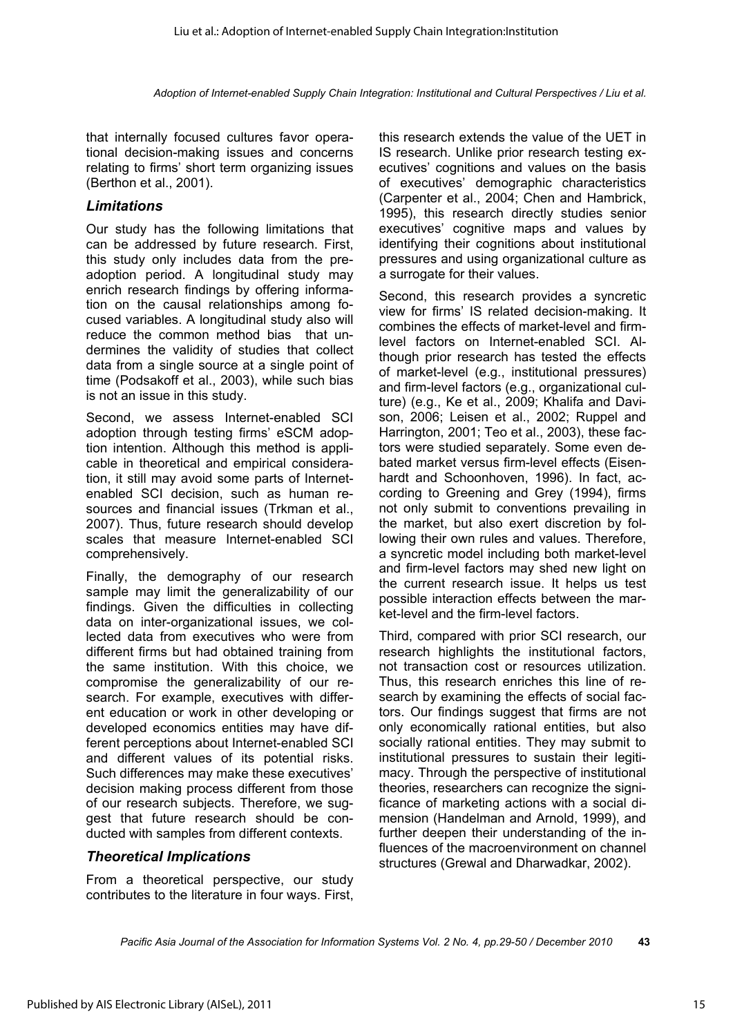that internally focused cultures favor operational decision-making issues and concerns relating to firms' short term organizing issues (Berthon et al., 2001).

### *Limitations*

Our study has the following limitations that can be addressed by future research. First, this study only includes data from the pre-adoption period. A longitudinal study may enrich research findings by offering information on the causal relationships among focused variables. A longitudinal study also will reduce the common method bias that undermines the validity of studies that collect data from a single source at a single point of time (Podsakoff et al., 2003), while such bias is not an issue in this study.

Second, we assess Internet-enabled SCI adoption through testing firms' eSCM adoption intention. Although this method is applicable in theoretical and empirical consideration, it still may avoid some parts of Internet-enabled SCI decision, such as human resources and financial issues (Trkman et al., 2007). Thus, future research should develop scales that measure Internet-enabled SCI comprehensively.

Finally, the demography of our research sample may limit the generalizability of our findings. Given the difficulties in collecting data on inter-organizational issues, we collected data from executives who were from different firms but had obtained training from the same institution. With this choice, we compromise the generalizability of our research. For example, executives with different education or work in other developing or developed economics entities may have different perceptions about Internet-enabled SCI and different values of its potential risks. Such differences may make these executives' decision making process different from those of our research subjects. Therefore, we suggest that future research should be conducted with samples from different contexts.

### *Theoretical Implications*

From a theoretical perspective, our study contributes to the literature in four ways. First, this research extends the value of the UET in IS research. Unlike prior research testing executives' cognitions and values on the basis of executives' demographic characteristics (Carpenter et al., 2004; Chen and Hambrick, 1995), this research directly studies senior executives' cognitive maps and values by identifying their cognitions about institutional pressures and using organizational culture as a surrogate for their values.

Second, this research provides a syncretic view for firms' IS related decision-making. It combines the effects of market-level and firm-level factors on Internet-enabled SCI. Although prior research has tested the effects of market-level (e.g., institutional pressures) and firm-level factors (e.g., organizational culture) (e.g., Ke et al., 2009; Khalifa and Davison, 2006; Leisen et al., 2002; Ruppel and Harrington, 2001; Teo et al., 2003), these factors were studied separately. Some even debated market versus firm-level effects (Eisenhardt and Schoonhoven, 1996). In fact, according to Greening and Grey (1994), firms not only submit to conventions prevailing in the market, but also exert discretion by following their own rules and values. Therefore, a syncretic model including both market-level and firm-level factors may shed new light on the current research issue. It helps us test possible interaction effects between the market-level and the firm-level factors.

Third, compared with prior SCI research, our research highlights the institutional factors, not transaction cost or resources utilization. Thus, this research enriches this line of research by examining the effects of social factors. Our findings suggest that firms are not only economically rational entities, but also socially rational entities. They may submit to institutional pressures to sustain their legitimacy. Through the perspective of institutional theories, researchers can recognize the significance of marketing actions with a social dimension (Handelman and Arnold, 1999), and further deepen their understanding of the influences of the macroenvironment on channel structures (Grewal and Dharwadkar, 2002).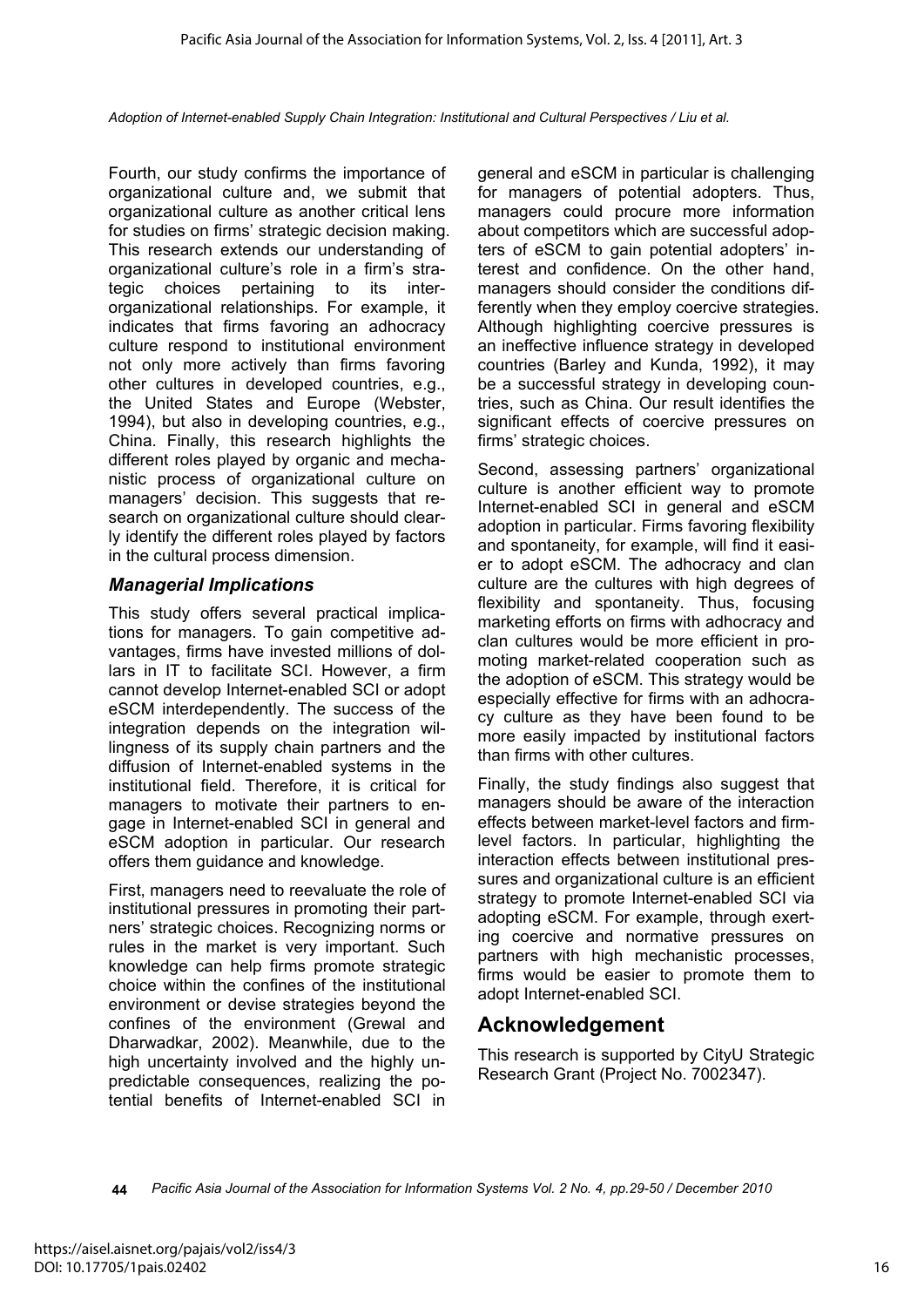Fourth, our study confirms the importance of organizational culture and, we submit that organizational culture as another critical lens for studies on firms' strategic decision making. This research extends our understanding of organizational culture's role in a firm's strategic choices pertaining to its inter-organizational relationships. For example, it indicates that firms favoring an adhocracy culture respond to institutional environment not only more actively than firms favoring other cultures in developed countries, e.g., the United States and Europe (Webster, 1994), but also in developing countries, e.g., China. Finally, this research highlights the different roles played by organic and mechanistic process of organizational culture on managers' decision. This suggests that research on organizational culture should clearly identify the different roles played by factors in the cultural process dimension.

### *Managerial Implications*

This study offers several practical implications for managers. To gain competitive advantages, firms have invested millions of dollars in IT to facilitate SCI. However, a firm cannot develop Internet-enabled SCI or adopt eSCM interdependently. The success of the integration depends on the integration willingness of its supply chain partners and the diffusion of Internet-enabled systems in the institutional field. Therefore, it is critical for managers to motivate their partners to engage in Internet-enabled SCI in general and eSCM adoption in particular. Our research offers them guidance and knowledge.

First, managers need to reevaluate the role of institutional pressures in promoting their partners' strategic choices. Recognizing norms or rules in the market is very important. Such knowledge can help firms promote strategic choice within the confines of the institutional environment or devise strategies beyond the confines of the environment (Grewal and Dharwadkar, 2002). Meanwhile, due to the high uncertainty involved and the highly unpredictable consequences, realizing the potential benefits of Internet-enabled SCI in general and eSCM in particular is challenging for managers of potential adopters. Thus, managers could procure more information about competitors which are successful adopters of eSCM to gain potential adopters' interest and confidence. On the other hand, managers should consider the conditions differently when they employ coercive strategies. Although highlighting coercive pressures is an ineffective influence strategy in developed countries (Barley and Kunda, 1992), it may be a successful strategy in developing countries, such as China. Our result identifies the significant effects of coercive pressures on firms' strategic choices.

Second, assessing partners' organizational culture is another efficient way to promote Internet-enabled SCI in general and eSCM adoption in particular. Firms favoring flexibility and spontaneity, for example, will find it easier to adopt eSCM. The adhocracy and clan culture are the cultures with high degrees of flexibility and spontaneity. Thus, focusing marketing efforts on firms with adhocracy and clan cultures would be more efficient in promoting market-related cooperation such as the adoption of eSCM. This strategy would be especially effective for firms with an adhocracy culture as they have been found to be more easily impacted by institutional factors than firms with other cultures.

Finally, the study findings also suggest that managers should be aware of the interaction effects between market-level factors and firm-level factors. In particular, highlighting the interaction effects between institutional pressures and organizational culture is an efficient strategy to promote Internet-enabled SCI via adopting eSCM. For example, through exerting coercive and normative pressures on partners with high mechanistic processes, firms would be easier to promote them to adopt Internet-enabled SCI.

## Acknowledgement

This research is supported by CityU Strategic Research Grant (Project No. 7002347).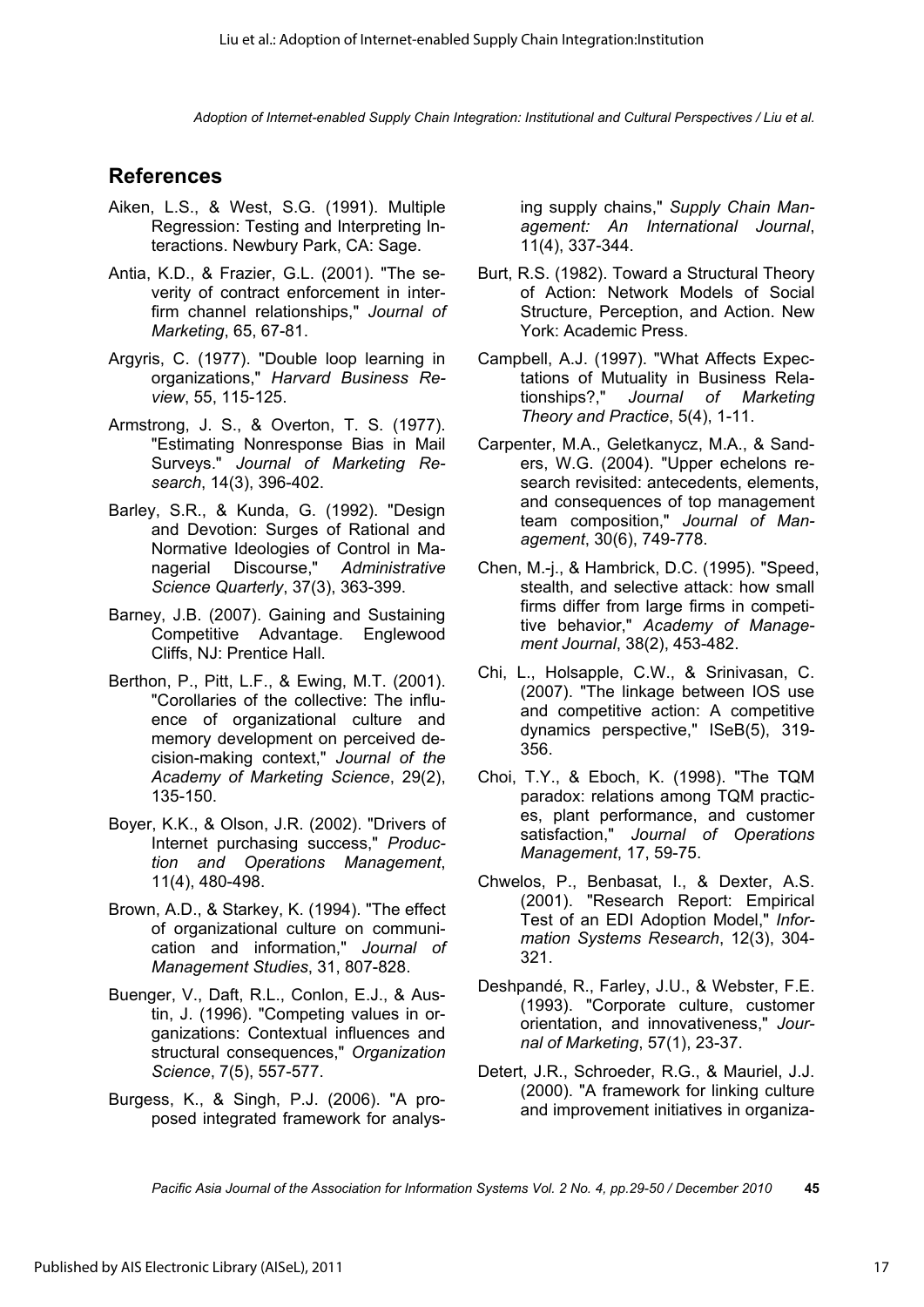## References

Aiken, L.S., & West, S.G. (1991). Multiple Regression: Testing and Interpreting Interactions. Newbury Park, CA: Sage.

Antia, K.D., & Frazier, G.L. (2001). "The severity of contract enforcement in interfirm channel relationships," *Journal of Marketing*, 65, 67-81.

Argyris, C. (1977). "Double loop learning in organizations," *Harvard Business Review*, 55, 115-125.

Armstrong, J. S., & Overton, T. S. (1977). "Estimating Nonresponse Bias in Mail Surveys." *Journal of Marketing Research*, 14(3), 396-402.

Barley, S.R., & Kunda, G. (1992). "Design and Devotion: Surges of Rational and Normative Ideologies of Control in Managerial Discourse," *Administrative Science Quarterly*, 37(3), 363-399.

Barney, J.B. (2007). Gaining and Sustaining Competitive Advantage. Englewood Cliffs, NJ: Prentice Hall.

Berthon, P., Pitt, L.F., & Ewing, M.T. (2001). "Corollaries of the collective: The influence of organizational culture and memory development on perceived decision-making context," *Journal of the Academy of Marketing Science*, 29(2), 135-150.

Boyer, K.K., & Olson, J.R. (2002). "Drivers of Internet purchasing success," *Production and Operations Management*, 11(4), 480-498.

Brown, A.D., & Starkey, K. (1994). "The effect of organizational culture on communication and information," *Journal of Management Studies*, 31, 807-828.

Buenger, V., Daft, R.L., Conlon, E.J., & Austin, J. (1996). "Competing values in organizations: Contextual influences and structural consequences," *Organization Science*, 7(5), 557-577.

Burgess, K., & Singh, P.J. (2006). "A proposed integrated framework for analysing supply chains," *Supply Chain Management: An International Journal*, 11(4), 337-344.

Burt, R.S. (1982). Toward a Structural Theory of Action: Network Models of Social Structure, Perception, and Action. New York: Academic Press.

Campbell, A.J. (1997). "What Affects Expectations of Mutuality in Business Relationships?," *Journal of Marketing Theory and Practice*, 5(4), 1-11.

Carpenter, M.A., Geletkanycz, M.A., & Sanders, W.G. (2004). "Upper echelons research revisited: antecedents, elements, and consequences of top management team composition," *Journal of Management*, 30(6), 749-778.

Chen, M.-j., & Hambrick, D.C. (1995). "Speed, stealth, and selective attack: how small firms differ from large firms in competitive behavior," *Academy of Management Journal*, 38(2), 453-482.

Chi, L., Holsapple, C.W., & Srinivasan, C. (2007). "The linkage between IOS use and competitive action: A competitive dynamics perspective," ISeB(5), 319-356.

Choi, T.Y., & Eboch, K. (1998). "The TQM paradox: relations among TQM practices, plant performance, and customer satisfaction," *Journal of Operations Management*, 17, 59-75.

Chwelos, P., Benbasat, I., & Dexter, A.S. (2001). "Research Report: Empirical Test of an EDI Adoption Model," *Information Systems Research*, 12(3), 304-321.

Deshpandé, R., Farley, J.U., & Webster, F.E. (1993). "Corporate culture, customer orientation, and innovativeness," *Journal of Marketing*, 57(1), 23-37.

Detert, J.R., Schroeder, R.G., & Mauriel, J.J. (2000). "A framework for linking culture and improvement initiatives in organiza-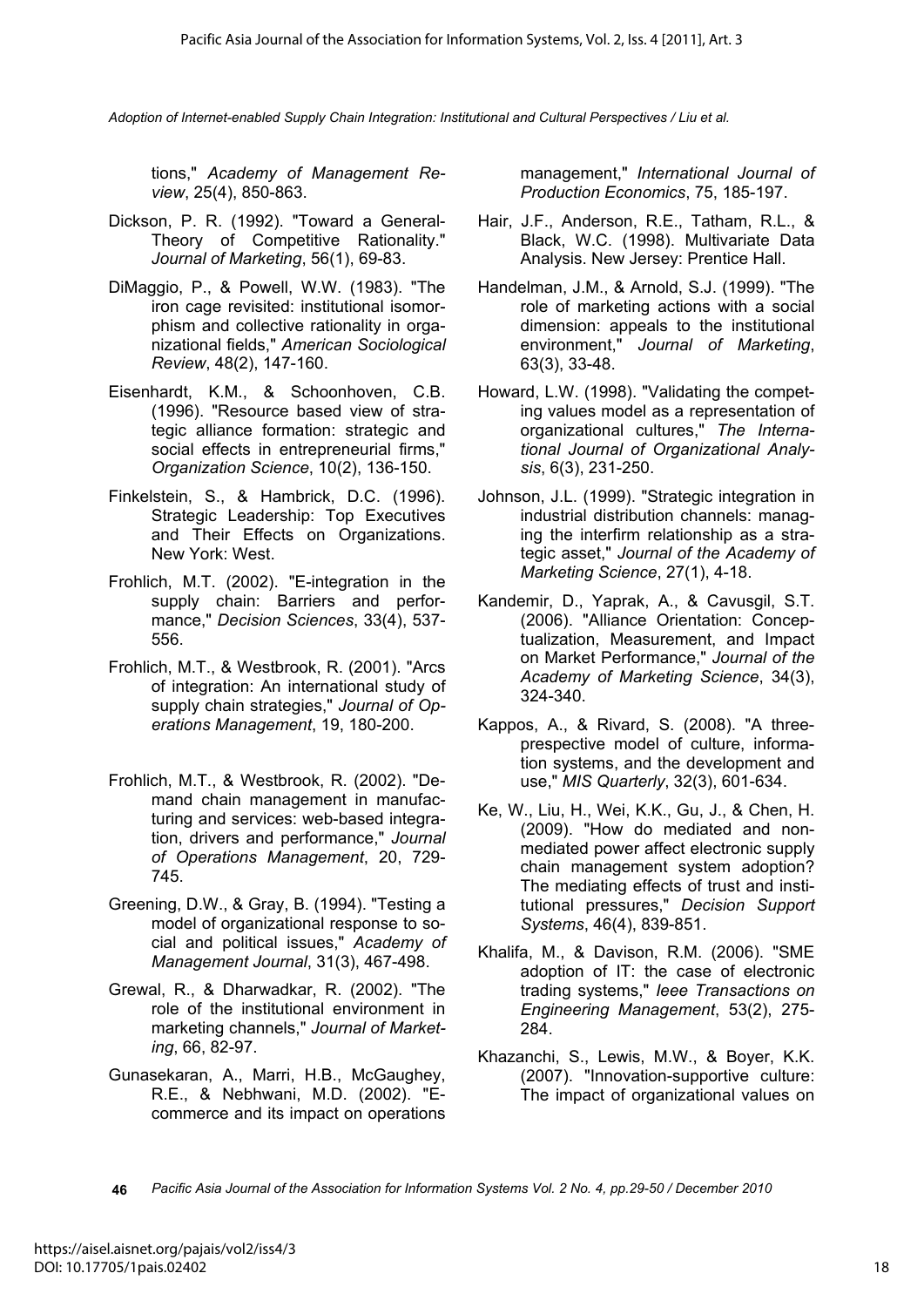tions," *Academy of Management Review*, 25(4), 850-863.

Dickson, P. R. (1992). "Toward a General-Theory of Competitive Rationality." *Journal of Marketing*, 56(1), 69-83.

DiMaggio, P., & Powell, W.W. (1983). "The iron cage revisited: institutional isomorphism and collective rationality in organizational fields," *American Sociological Review*, 48(2), 147-160.

Eisenhardt, K.M., & Schoonhoven, C.B. (1996). "Resource based view of strategic alliance formation: strategic and social effects in entrepreneurial firms," *Organization Science*, 10(2), 136-150.

Finkelstein, S., & Hambrick, D.C. (1996). Strategic Leadership: Top Executives and Their Effects on Organizations. New York: West.

Frohlich, M.T. (2002). "E-integration in the supply chain: Barriers and performance," *Decision Sciences*, 33(4), 537-556.

Frohlich, M.T., & Westbrook, R. (2001). "Arcs of integration: An international study of supply chain strategies," *Journal of Operations Management*, 19, 180-200.

Frohlich, M.T., & Westbrook, R. (2002). "Demand chain management in manufacturing and services: web-based integration, drivers and performance," *Journal of Operations Management*, 20, 729-745.

Greening, D.W., & Gray, B. (1994). "Testing a model of organizational response to social and political issues," *Academy of Management Journal*, 31(3), 467-498.

Grewal, R., & Dharwadkar, R. (2002). "The role of the institutional environment in marketing channels," *Journal of Marketing*, 66, 82-97.

Gunasekaran, A., Marri, H.B., McGaughey, R.E., & Nebhwani, M.D. (2002). "E-commerce and its impact on operations management," *International Journal of Production Economics*, 75, 185-197.

Hair, J.F., Anderson, R.E., Tatham, R.L., & Black, W.C. (1998). Multivariate Data Analysis. New Jersey: Prentice Hall.

Handelman, J.M., & Arnold, S.J. (1999). "The role of marketing actions with a social dimension: appeals to the institutional environment," *Journal of Marketing*, 63(3), 33-48.

Howard, L.W. (1998). "Validating the competing values model as a representation of organizational cultures," *The International Journal of Organizational Analysis*, 6(3), 231-250.

Johnson, J.L. (1999). "Strategic integration in industrial distribution channels: managing the interfirm relationship as a strategic asset," *Journal of the Academy of Marketing Science*, 27(1), 4-18.

Kandemir, D., Yaprak, A., & Cavusgil, S.T. (2006). "Alliance Orientation: Conceptualization, Measurement, and Impact on Market Performance," *Journal of the Academy of Marketing Science*, 34(3), 324-340.

Kappos, A., & Rivard, S. (2008). "A three-prespective model of culture, information systems, and the development and use," *MIS Quarterly*, 32(3), 601-634.

Ke, W., Liu, H., Wei, K.K., Gu, J., & Chen, H. (2009). "How do mediated and non-mediated power affect electronic supply chain management system adoption? The mediating effects of trust and institutional pressures," *Decision Support Systems*, 46(4), 839-851.

Khalifa, M., & Davison, R.M. (2006). "SME adoption of IT: the case of electronic trading systems," *Ieee Transactions on Engineering Management*, 53(2), 275-284.

Khazanchi, S., Lewis, M.W., & Boyer, K.K. (2007). "Innovation-supportive culture: The impact of organizational values on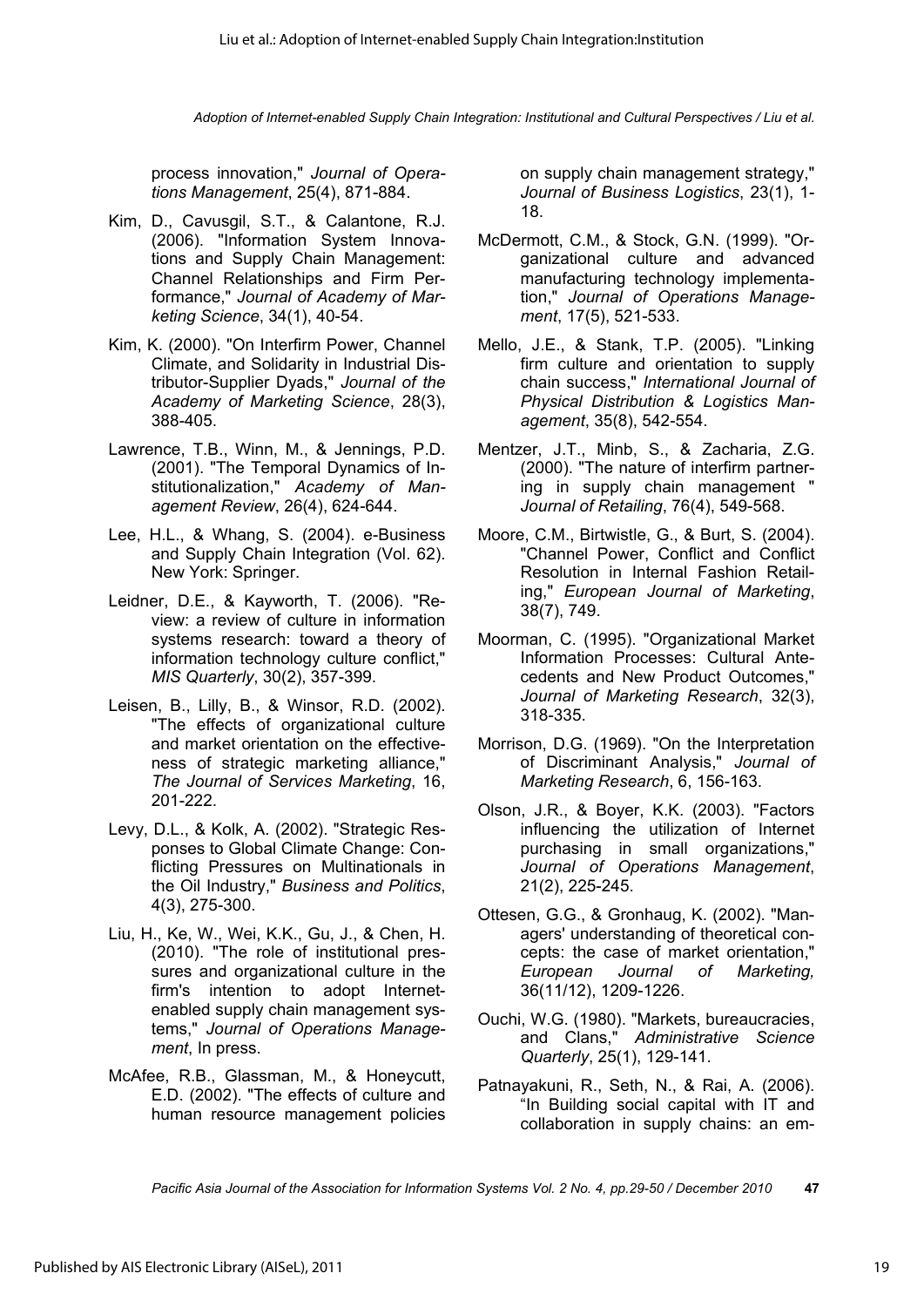process innovation," *Journal of Operations Management*, 25(4), 871-884.

Kim, D., Cavusgil, S.T., & Calantone, R.J. (2006). "Information System Innovations and Supply Chain Management: Channel Relationships and Firm Performance," *Journal of Academy of Marketing Science*, 34(1), 40-54.

Kim, K. (2000). "On Interfirm Power, Channel Climate, and Solidarity in Industrial Distributor-Supplier Dyads," *Journal of the Academy of Marketing Science*, 28(3), 388-405.

Lawrence, T.B., Winn, M., & Jennings, P.D. (2001). "The Temporal Dynamics of Institutionalization," *Academy of Management Review*, 26(4), 624-644.

Lee, H.L., & Whang, S. (2004). e-Business and Supply Chain Integration (Vol. 62). New York: Springer.

Leidner, D.E., & Kayworth, T. (2006). "Review: a review of culture in information systems research: toward a theory of information technology culture conflict," *MIS Quarterly*, 30(2), 357-399.

Leisen, B., Lilly, B., & Winsor, R.D. (2002). "The effects of organizational culture and market orientation on the effectiveness of strategic marketing alliance," *The Journal of Services Marketing*, 16, 201-222.

Levy, D.L., & Kolk, A. (2002). "Strategic Responses to Global Climate Change: Conflicting Pressures on Multinationals in the Oil Industry," *Business and Politics*, 4(3), 275-300.

Liu, H., Ke, W., Wei, K.K., Gu, J., & Chen, H. (2010). "The role of institutional pressures and organizational culture in the firm's intention to adopt Internet-enabled supply chain management systems," *Journal of Operations Management*, In press.

McAfee, R.B., Glassman, M., & Honeycutt, E.D. (2002). "The effects of culture and human resource management policies on supply chain management strategy," *Journal of Business Logistics*, 23(1), 1-18.

McDermott, C.M., & Stock, G.N. (1999). "Organizational culture and advanced manufacturing technology implementation," *Journal of Operations Management*, 17(5), 521-533.

Mello, J.E., & Stank, T.P. (2005). "Linking firm culture and orientation to supply chain success," *International Journal of Physical Distribution & Logistics Management*, 35(8), 542-554.

Mentzer, J.T., Minb, S., & Zacharia, Z.G. (2000). "The nature of interfirm partnering in supply chain management " *Journal of Retailing*, 76(4), 549-568.

Moore, C.M., Birtwistle, G., & Burt, S. (2004). "Channel Power, Conflict and Conflict Resolution in Internal Fashion Retailing," *European Journal of Marketing*, 38(7), 749.

Moorman, C. (1995). "Organizational Market Information Processes: Cultural Antecedents and New Product Outcomes," *Journal of Marketing Research*, 32(3), 318-335.

Morrison, D.G. (1969). "On the Interpretation of Discriminant Analysis," *Journal of Marketing Research*, 6, 156-163.

Olson, J.R., & Boyer, K.K. (2003). "Factors influencing the utilization of Internet purchasing in small organizations," *Journal of Operations Management*, 21(2), 225-245.

Ottesen, G.G., & Gronhaug, K. (2002). "Managers' understanding of theoretical concepts: the case of market orientation," *European Journal of Marketing,* 36(11/12), 1209-1226.

Ouchi, W.G. (1980). "Markets, bureaucracies, and Clans," *Administrative Science Quarterly*, 25(1), 129-141.

Patnayakuni, R., Seth, N., & Rai, A. (2006). "In Building social capital with IT and collaboration in supply chains: an em-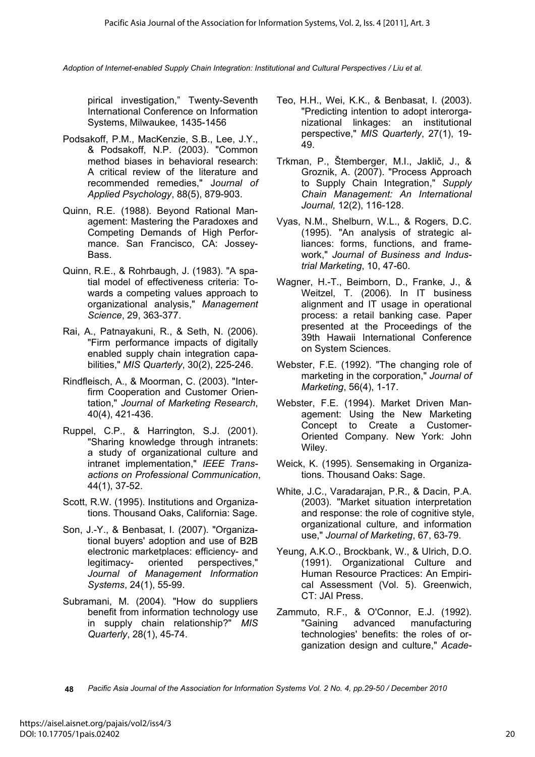pirical investigation," Twenty-Seventh International Conference on Information Systems, Milwaukee, 1435-1456

Podsakoff, P.M., MacKenzie, S.B., Lee, J.Y., & Podsakoff, N.P. (2003). "Common method biases in behavioral research: A critical review of the literature and recommended remedies," *Journal of Applied Psychology*, 88(5), 879-903.

Quinn, R.E. (1988). Beyond Rational Management: Mastering the Paradoxes and Competing Demands of High Performance. San Francisco, CA: Jossey-Bass.

Quinn, R.E., & Rohrbaugh, J. (1983). "A spatial model of effectiveness criteria: Towards a competing values approach to organizational analysis," *Management Science*, 29, 363-377.

Rai, A., Patnayakuni, R., & Seth, N. (2006). "Firm performance impacts of digitally enabled supply chain integration capabilities," *MIS Quarterly*, 30(2), 225-246.

Rindfleisch, A., & Moorman, C. (2003). "Interfirm Cooperation and Customer Orientation," *Journal of Marketing Research*, 40(4), 421-436.

Ruppel, C.P., & Harrington, S.J. (2001). "Sharing knowledge through intranets: a study of organizational culture and intranet implementation," *IEEE Transactions on Professional Communication*, 44(1), 37-52.

Scott, R.W. (1995). Institutions and Organizations. Thousand Oaks, California: Sage.

Son, J.-Y., & Benbasat, I. (2007). "Organizational buyers' adoption and use of B2B electronic marketplaces: efficiency- and legitimacy- oriented perspectives," *Journal of Management Information Systems*, 24(1), 55-99.

Subramani, M. (2004). "How do suppliers benefit from information technology use in supply chain relationship?" *MIS Quarterly*, 28(1), 45-74.

Teo, H.H., Wei, K.K., & Benbasat, I. (2003). "Predicting intention to adopt interorganizational linkages: an institutional perspective," *MIS Quarterly*, 27(1), 19-49.

Trkman, P., Štemberger, M.I., Jaklič, J., & Groznik, A. (2007). "Process Approach to Supply Chain Integration," *Supply Chain Management: An International Journal,* 12(2), 116-128.

Vyas, N.M., Shelburn, W.L., & Rogers, D.C. (1995). "An analysis of strategic alliances: forms, functions, and framework," *Journal of Business and Industrial Marketing*, 10, 47-60.

Wagner, H.-T., Beimborn, D., Franke, J., & Weitzel, T. (2006). In IT business alignment and IT usage in operational process: a retail banking case. Paper presented at the Proceedings of the 39th Hawaii International Conference on System Sciences.

Webster, F.E. (1992). "The changing role of marketing in the corporation," *Journal of Marketing*, 56(4), 1-17.

Webster, F.E. (1994). Market Driven Management: Using the New Marketing Concept to Create a Customer-Oriented Company. New York: John Wiley.

Weick, K. (1995). Sensemaking in Organizations. Thousand Oaks: Sage.

White, J.C., Varadarajan, P.R., & Dacin, P.A. (2003). "Market situation interpretation and response: the role of cognitive style, organizational culture, and information use," *Journal of Marketing*, 67, 63-79.

Yeung, A.K.O., Brockbank, W., & Ulrich, D.O. (1991). Organizational Culture and Human Resource Practices: An Empirical Assessment (Vol. 5). Greenwich, CT: JAI Press.

Zammuto, R.F., & O'Connor, E.J. (1992). "Gaining advanced manufacturing technologies' benefits: the roles of organization design and culture," *Acade-*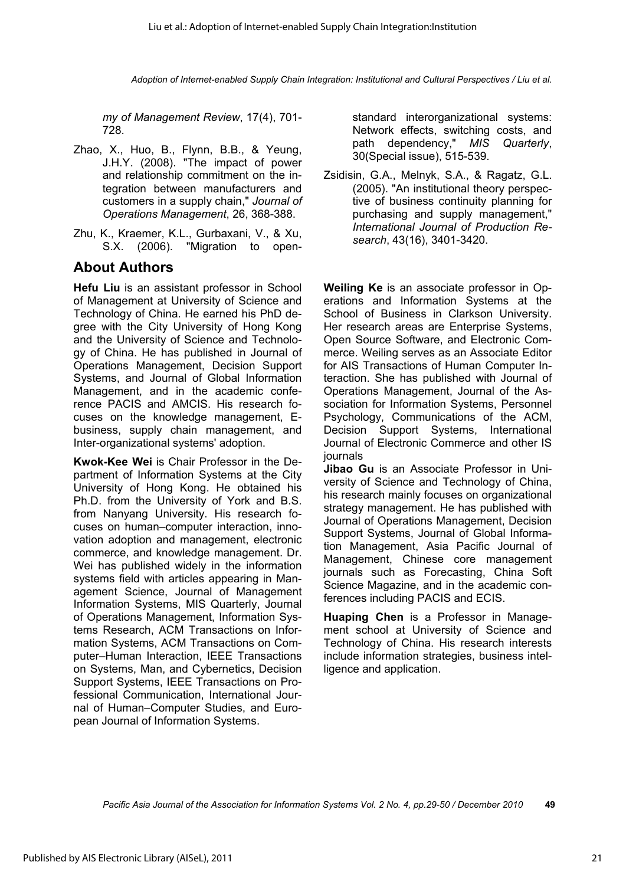*my of Management Review*, 17(4), 701-728.

Zhao, X., Huo, B., Flynn, B.B., & Yeung, J.H.Y. (2008). "The impact of power and relationship commitment on the integration between manufacturers and customers in a supply chain," *Journal of Operations Management*, 26, 368-388.

Zhu, K., Kraemer, K.L., Gurbaxani, V., & Xu, S.X. (2006). "Migration to open-standard interorganizational systems: Network effects, switching costs, and path dependency," *MIS Quarterly*, 30(Special issue), 515-539.

Zsidisin, G.A., Melnyk, S.A., & Ragatz, G.L. (2005). "An institutional theory perspective of business continuity planning for purchasing and supply management," *International Journal of Production Research*, 43(16), 3401-3420.

## About Authors

**Hefu Liu** is an assistant professor in School of Management at University of Science and Technology of China. He earned his PhD degree with the City University of Hong Kong and the University of Science and Technology of China. He has published in Journal of Operations Management, Decision Support Systems, and Journal of Global Information Management, and in the academic conference PACIS and AMCIS. His research focuses on the knowledge management, E-business, supply chain management, and Inter-organizational systems' adoption.

**Kwok-Kee Wei** is Chair Professor in the Department of Information Systems at the City University of Hong Kong. He obtained his Ph.D. from the University of York and B.S. from Nanyang University. His research focuses on human–computer interaction, innovation adoption and management, electronic commerce, and knowledge management. Dr. Wei has published widely in the information systems field with articles appearing in Management Science, Journal of Management Information Systems, MIS Quarterly, Journal of Operations Management, Information Systems Research, ACM Transactions on Information Systems, ACM Transactions on Computer–Human Interaction, IEEE Transactions on Systems, Man, and Cybernetics, Decision Support Systems, IEEE Transactions on Professional Communication, International Journal of Human–Computer Studies, and European Journal of Information Systems.

**Weiling Ke** is an associate professor in Operations and Information Systems at the School of Business in Clarkson University. Her research areas are Enterprise Systems, Open Source Software, and Electronic Commerce. Weiling serves as an Associate Editor for AIS Transactions of Human Computer Interaction. She has published with Journal of Operations Management, Journal of the Association for Information Systems, Personnel Psychology, Communications of the ACM, Decision Support Systems, International Journal of Electronic Commerce and other IS journals

**Jibao Gu** is an Associate Professor in University of Science and Technology of China, his research mainly focuses on organizational strategy management. He has published with Journal of Operations Management, Decision Support Systems, Journal of Global Information Management, Asia Pacific Journal of Management, Chinese core management journals such as Forecasting, China Soft Science Magazine, and in the academic conferences including PACIS and ECIS.

**Huaping Chen** is a Professor in Management school at University of Science and Technology of China. His research interests include information strategies, business intelligence and application.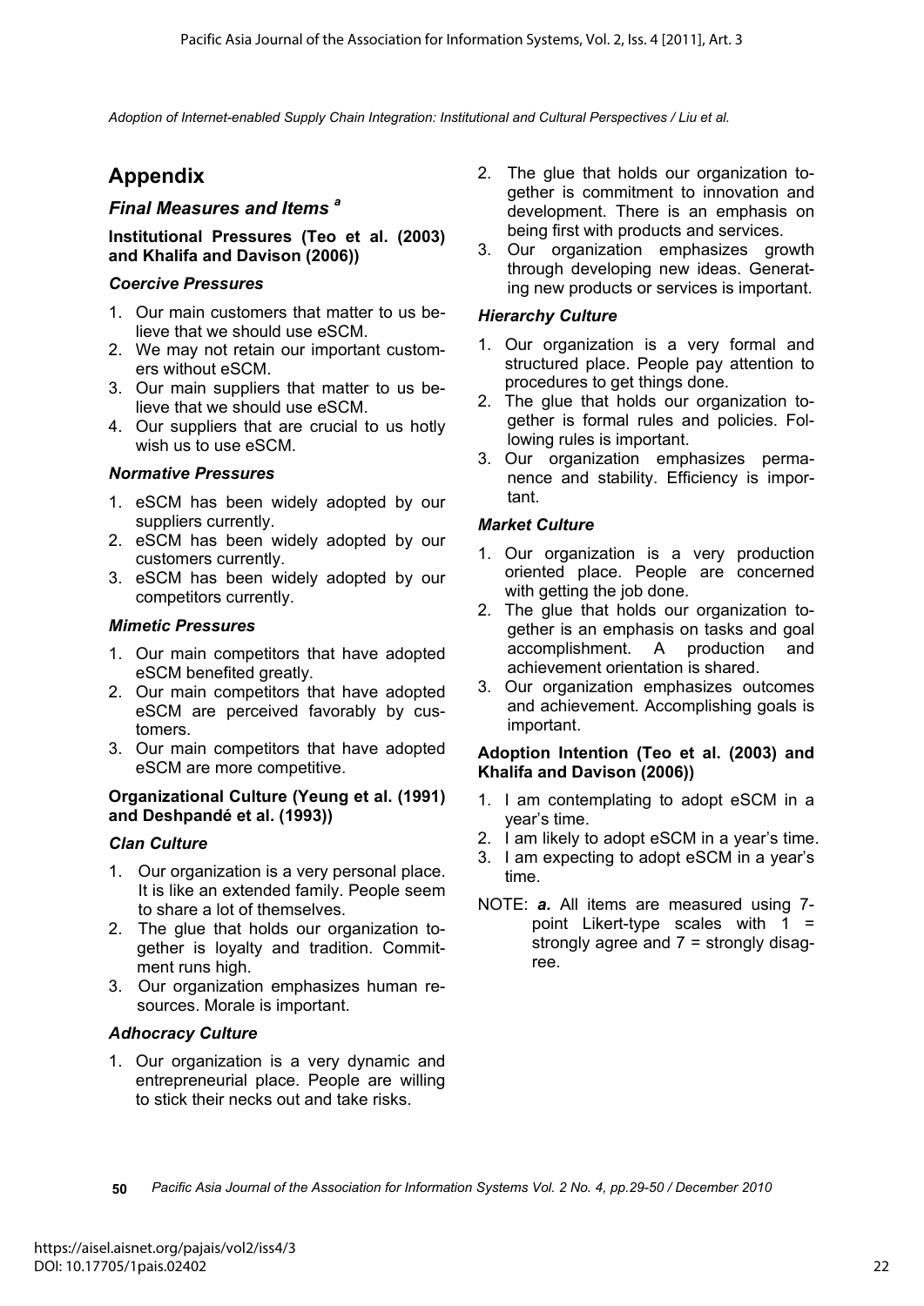# Appendix

## *Final Measures and Items* [a]

**Institutional Pressures (Teo et al. (2003) and Khalifa and Davison (2006))**

### *Coercive Pressures*

1. Our main customers that matter to us believe that we should use eSCM.
2. We may not retain our important customers without eSCM.
3. Our main suppliers that matter to us believe that we should use eSCM.
4. Our suppliers that are crucial to us hotly wish us to use eSCM.

### *Normative Pressures*

1. eSCM has been widely adopted by our suppliers currently.
2. eSCM has been widely adopted by our customers currently.
3. eSCM has been widely adopted by our competitors currently.

### *Mimetic Pressures*

1. Our main competitors that have adopted eSCM benefited greatly.
2. Our main competitors that have adopted eSCM are perceived favorably by customers.
3. Our main competitors that have adopted eSCM are more competitive.

**Organizational Culture (Yeung et al. (1991) and Deshpandé et al. (1993))**

### *Clan Culture*

1. Our organization is a very personal place. It is like an extended family. People seem to share a lot of themselves.
2. The glue that holds our organization together is loyalty and tradition. Commitment runs high.
3. Our organization emphasizes human resources. Morale is important.

### *Adhocracy Culture*

1. Our organization is a very dynamic and entrepreneurial place. People are willing to stick their necks out and take risks.
2. The glue that holds our organization together is commitment to innovation and development. There is an emphasis on being first with products and services.
3. Our organization emphasizes growth through developing new ideas. Generating new products or services is important.

### *Hierarchy Culture*

1. Our organization is a very formal and structured place. People pay attention to procedures to get things done.
2. The glue that holds our organization together is formal rules and policies. Following rules is important.
3. Our organization emphasizes permanence and stability. Efficiency is important.

### *Market Culture*

1. Our organization is a very production oriented place. People are concerned with getting the job done.
2. The glue that holds our organization together is an emphasis on tasks and goal accomplishment. A production and achievement orientation is shared.
3. Our organization emphasizes outcomes and achievement. Accomplishing goals is important.

**Adoption Intention (Teo et al. (2003) and Khalifa and Davison (2006))**

1. I am contemplating to adopt eSCM in a year's time.
2. I am likely to adopt eSCM in a year's time.
3. I am expecting to adopt eSCM in a year's time.

NOTE: ***a.*** All items are measured using 7-point Likert-type scales with 1 = strongly agree and 7 = strongly disagree.